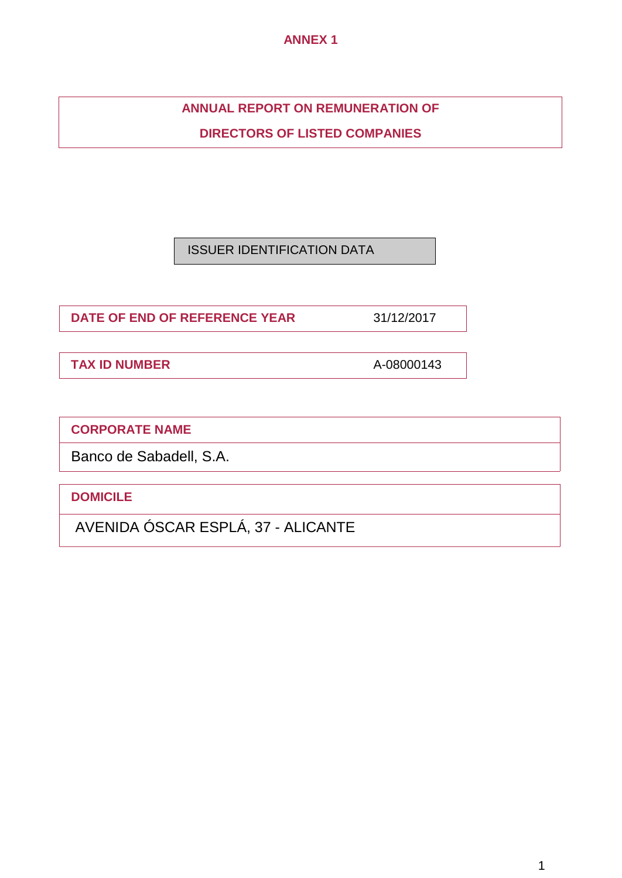# ANNEX 1

## ANNUAL REPORT ON REMUNERATION OF DIRECTORS OF LISTED COMPANIES

**ISSUER IDENTIFICATION DATA**

| DATE OF END OF REFERENCE YEAR | 31/12/2017 |
|---|---|

| TAX ID NUMBER | A-08000143 |
|---|---|

| CORPORATE NAME |
|---|
| Banco de Sabadell, S.A. |

| DOMICILE |
|---|
| AVENIDA ÓSCAR ESPLÁ, 37 - ALICANTE |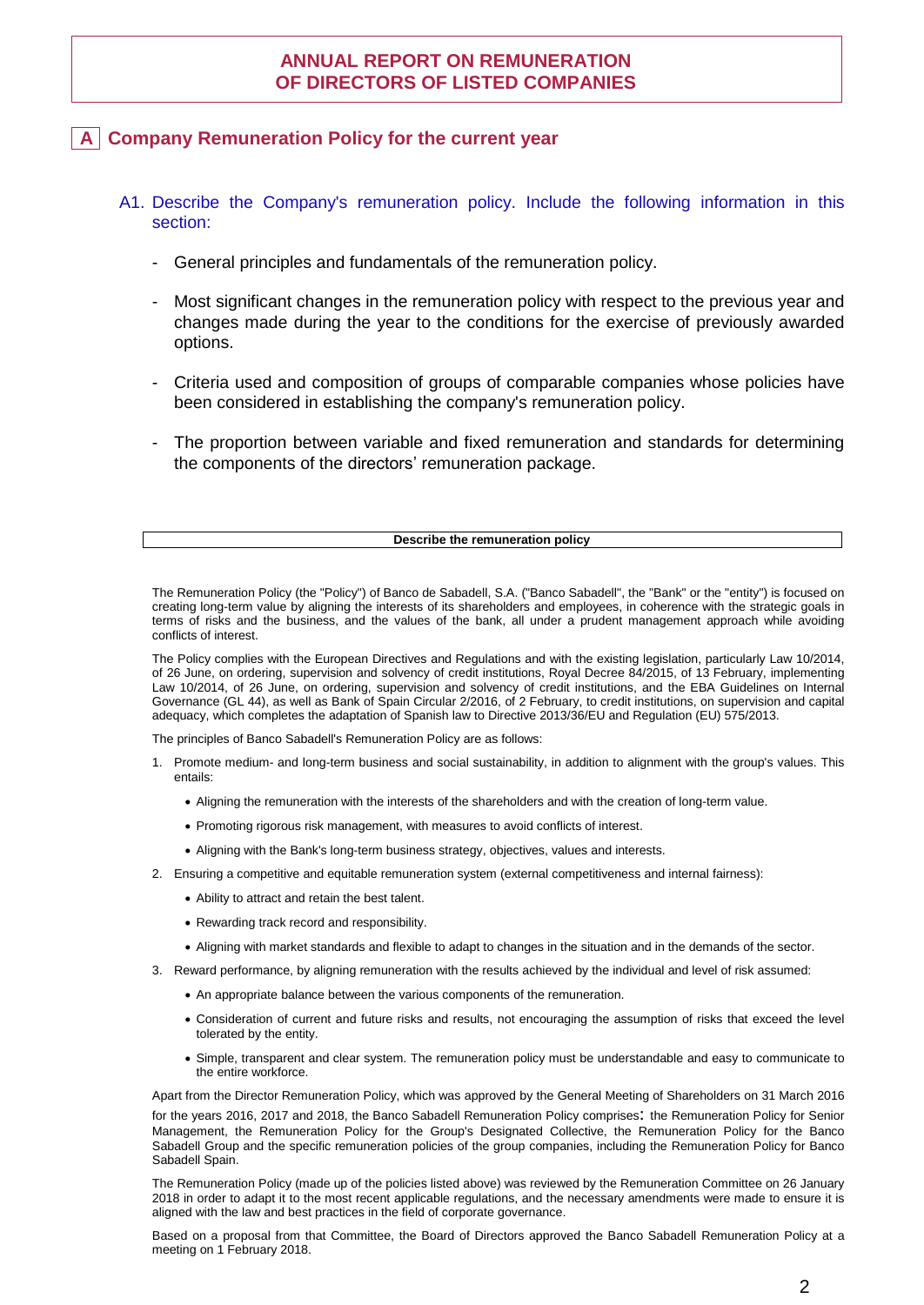# ANNUAL REPORT ON REMUNERATION OF DIRECTORS OF LISTED COMPANIES

## A Company Remuneration Policy for the current year

### A1. Describe the Company's remuneration policy. Include the following information in this section:

- General principles and fundamentals of the remuneration policy.
- Most significant changes in the remuneration policy with respect to the previous year and changes made during the year to the conditions for the exercise of previously awarded options.
- Criteria used and composition of groups of comparable companies whose policies have been considered in establishing the company's remuneration policy.
- The proportion between variable and fixed remuneration and standards for determining the components of the directors' remuneration package.

**Describe the remuneration policy**

The Remuneration Policy (the "Policy") of Banco de Sabadell, S.A. ("Banco Sabadell", the "Bank" or the "entity") is focused on creating long-term value by aligning the interests of its shareholders and employees, in coherence with the strategic goals in terms of risks and the business, and the values of the bank, all under a prudent management approach while avoiding conflicts of interest.

The Policy complies with the European Directives and Regulations and with the existing legislation, particularly Law 10/2014, of 26 June, on ordering, supervision and solvency of credit institutions, Royal Decree 84/2015, of 13 February, implementing Law 10/2014, of 26 June, on ordering, supervision and solvency of credit institutions, and the EBA Guidelines on Internal Governance (GL 44), as well as Bank of Spain Circular 2/2016, of 2 February, to credit institutions, on supervision and capital adequacy, which completes the adaptation of Spanish law to Directive 2013/36/EU and Regulation (EU) 575/2013.

The principles of Banco Sabadell's Remuneration Policy are as follows:

1. Promote medium- and long-term business and social sustainability, in addition to alignment with the group's values. This entails:
   - Aligning the remuneration with the interests of the shareholders and with the creation of long-term value.
   - Promoting rigorous risk management, with measures to avoid conflicts of interest.
   - Aligning with the Bank's long-term business strategy, objectives, values and interests.
2. Ensuring a competitive and equitable remuneration system (external competitiveness and internal fairness):
   - Ability to attract and retain the best talent.
   - Rewarding track record and responsibility.
   - Aligning with market standards and flexible to adapt to changes in the situation and in the demands of the sector.
3. Reward performance, by aligning remuneration with the results achieved by the individual and level of risk assumed:
   - An appropriate balance between the various components of the remuneration.
   - Consideration of current and future risks and results, not encouraging the assumption of risks that exceed the level tolerated by the entity.
   - Simple, transparent and clear system. The remuneration policy must be understandable and easy to communicate to the entire workforce.

Apart from the Director Remuneration Policy, which was approved by the General Meeting of Shareholders on 31 March 2016 for the years 2016, 2017 and 2018, the Banco Sabadell Remuneration Policy comprises: the Remuneration Policy for Senior Management, the Remuneration Policy for the Group's Designated Collective, the Remuneration Policy for the Banco Sabadell Group and the specific remuneration policies of the group companies, including the Remuneration Policy for Banco Sabadell Spain.

The Remuneration Policy (made up of the policies listed above) was reviewed by the Remuneration Committee on 26 January 2018 in order to adapt it to the most recent applicable regulations, and the necessary amendments were made to ensure it is aligned with the law and best practices in the field of corporate governance.

Based on a proposal from that Committee, the Board of Directors approved the Banco Sabadell Remuneration Policy at a meeting on 1 February 2018.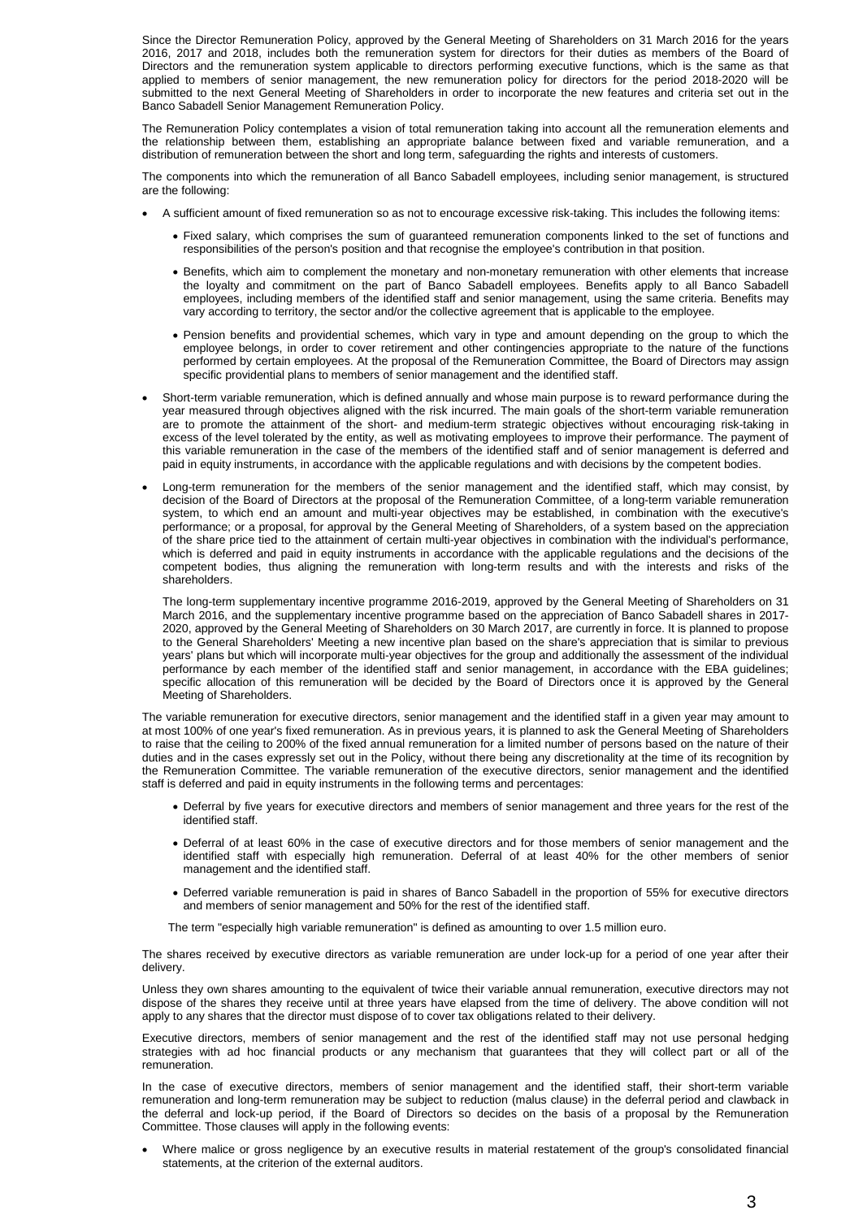Since the Director Remuneration Policy, approved by the General Meeting of Shareholders on 31 March 2016 for the years 2016, 2017 and 2018, includes both the remuneration system for directors for their duties as members of the Board of Directors and the remuneration system applicable to directors performing executive functions, which is the same as that applied to members of senior management, the new remuneration policy for directors for the period 2018-2020 will be submitted to the next General Meeting of Shareholders in order to incorporate the new features and criteria set out in the Banco Sabadell Senior Management Remuneration Policy.

The Remuneration Policy contemplates a vision of total remuneration taking into account all the remuneration elements and the relationship between them, establishing an appropriate balance between fixed and variable remuneration, and a distribution of remuneration between the short and long term, safeguarding the rights and interests of customers.

The components into which the remuneration of all Banco Sabadell employees, including senior management, is structured are the following:

- A sufficient amount of fixed remuneration so as not to encourage excessive risk-taking. This includes the following items:
  - Fixed salary, which comprises the sum of guaranteed remuneration components linked to the set of functions and responsibilities of the person's position and that recognise the employee's contribution in that position.
  - Benefits, which aim to complement the monetary and non-monetary remuneration with other elements that increase the loyalty and commitment on the part of Banco Sabadell employees. Benefits apply to all Banco Sabadell employees, including members of the identified staff and senior management, using the same criteria. Benefits may vary according to territory, the sector and/or the collective agreement that is applicable to the employee.
  - Pension benefits and providential schemes, which vary in type and amount depending on the group to which the employee belongs, in order to cover retirement and other contingencies appropriate to the nature of the functions performed by certain employees. At the proposal of the Remuneration Committee, the Board of Directors may assign specific providential plans to members of senior management and the identified staff.
- Short-term variable remuneration, which is defined annually and whose main purpose is to reward performance during the year measured through objectives aligned with the risk incurred. The main goals of the short-term variable remuneration are to promote the attainment of the short- and medium-term strategic objectives without encouraging risk-taking in excess of the level tolerated by the entity, as well as motivating employees to improve their performance. The payment of this variable remuneration in the case of the members of the identified staff and of senior management is deferred and paid in equity instruments, in accordance with the applicable regulations and with decisions by the competent bodies.
- Long-term remuneration for the members of the senior management and the identified staff, which may consist, by decision of the Board of Directors at the proposal of the Remuneration Committee, of a long-term variable remuneration system, to which end an amount and multi-year objectives may be established, in combination with the executive's performance; or a proposal, for approval by the General Meeting of Shareholders, of a system based on the appreciation of the share price tied to the attainment of certain multi-year objectives in combination with the individual's performance, which is deferred and paid in equity instruments in accordance with the applicable regulations and the decisions of the competent bodies, thus aligning the remuneration with long-term results and with the interests and risks of the shareholders.

  The long-term supplementary incentive programme 2016-2019, approved by the General Meeting of Shareholders on 31 March 2016, and the supplementary incentive programme based on the appreciation of Banco Sabadell shares in 2017-2020, approved by the General Meeting of Shareholders on 30 March 2017, are currently in force. It is planned to propose to the General Shareholders' Meeting a new incentive plan based on the share's appreciation that is similar to previous years' plans but which will incorporate multi-year objectives for the group and additionally the assessment of the individual performance by each member of the identified staff and senior management, in accordance with the EBA guidelines; specific allocation of this remuneration will be decided by the Board of Directors once it is approved by the General Meeting of Shareholders.

The variable remuneration for executive directors, senior management and the identified staff in a given year may amount to at most 100% of one year's fixed remuneration. As in previous years, it is planned to ask the General Meeting of Shareholders to raise that the ceiling to 200% of the fixed annual remuneration for a limited number of persons based on the nature of their duties and in the cases expressly set out in the Policy, without there being any discretionality at the time of its recognition by the Remuneration Committee. The variable remuneration of the executive directors, senior management and the identified staff is deferred and paid in equity instruments in the following terms and percentages:

- Deferral by five years for executive directors and members of senior management and three years for the rest of the identified staff.
- Deferral of at least 60% in the case of executive directors and for those members of senior management and the identified staff with especially high remuneration. Deferral of at least 40% for the other members of senior management and the identified staff.
- Deferred variable remuneration is paid in shares of Banco Sabadell in the proportion of 55% for executive directors and members of senior management and 50% for the rest of the identified staff.

The term "especially high variable remuneration" is defined as amounting to over 1.5 million euro.

The shares received by executive directors as variable remuneration are under lock-up for a period of one year after their delivery.

Unless they own shares amounting to the equivalent of twice their variable annual remuneration, executive directors may not dispose of the shares they receive until at three years have elapsed from the time of delivery. The above condition will not apply to any shares that the director must dispose of to cover tax obligations related to their delivery.

Executive directors, members of senior management and the rest of the identified staff may not use personal hedging strategies with ad hoc financial products or any mechanism that guarantees that they will collect part or all of the remuneration.

In the case of executive directors, members of senior management and the identified staff, their short-term variable remuneration and long-term remuneration may be subject to reduction (malus clause) in the deferral period and clawback in the deferral and lock-up period, if the Board of Directors so decides on the basis of a proposal by the Remuneration Committee. Those clauses will apply in the following events:

- Where malice or gross negligence by an executive results in material restatement of the group's consolidated financial statements, at the criterion of the external auditors.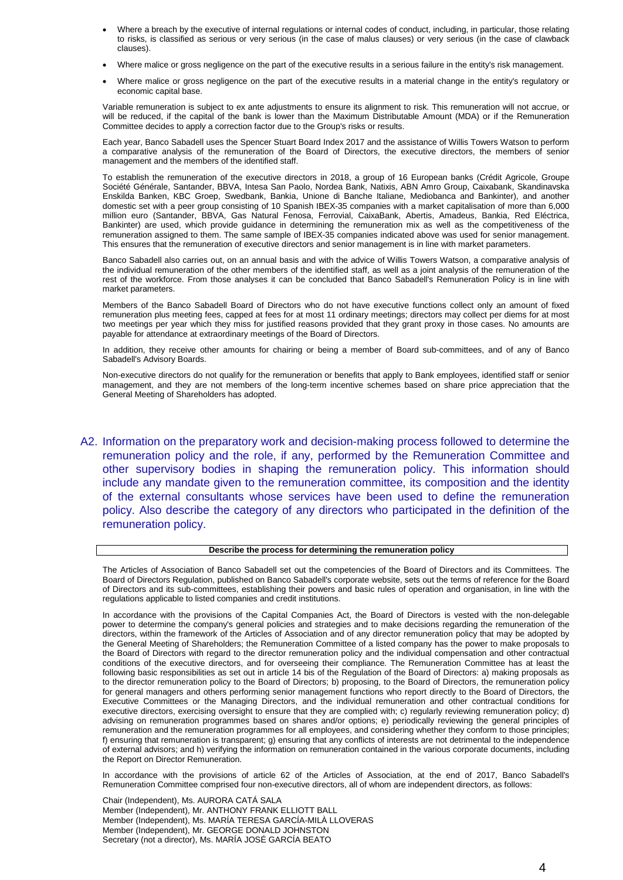- Where a breach by the executive of internal regulations or internal codes of conduct, including, in particular, those relating to risks, is classified as serious or very serious (in the case of malus clauses) or very serious (in the case of clawback clauses).
- Where malice or gross negligence on the part of the executive results in a serious failure in the entity's risk management.
- Where malice or gross negligence on the part of the executive results in a material change in the entity's regulatory or economic capital base.

Variable remuneration is subject to ex ante adjustments to ensure its alignment to risk. This remuneration will not accrue, or will be reduced, if the capital of the bank is lower than the Maximum Distributable Amount (MDA) or if the Remuneration Committee decides to apply a correction factor due to the Group's risks or results.

Each year, Banco Sabadell uses the Spencer Stuart Board Index 2017 and the assistance of Willis Towers Watson to perform a comparative analysis of the remuneration of the Board of Directors, the executive directors, the members of senior management and the members of the identified staff.

To establish the remuneration of the executive directors in 2018, a group of 16 European banks (Crédit Agricole, Groupe Société Générale, Santander, BBVA, Intesa San Paolo, Nordea Bank, Natixis, ABN Amro Group, Caixabank, Skandinavska Enskilda Banken, KBC Groep, Swedbank, Bankia, Unione di Banche Italiane, Mediobanca and Bankinter), and another domestic set with a peer group consisting of 10 Spanish IBEX-35 companies with a market capitalisation of more than 6,000 million euro (Santander, BBVA, Gas Natural Fenosa, Ferrovial, CaixaBank, Abertis, Amadeus, Bankia, Red Eléctrica, Bankinter) are used, which provide guidance in determining the remuneration mix as well as the competitiveness of the remuneration assigned to them. The same sample of IBEX-35 compianies indicated above was used for senior management. This ensures that the remuneration of executive directors and senior management is in line with market parameters.

Banco Sabadell also carries out, on an annual basis and with the advice of Willis Towers Watson, a comparative analysis of the individual remuneration of the other members of the identified staff, as well as a joint analysis of the remuneration of the rest of the workforce. From those analyses it can be concluded that Banco Sabadell's Remuneration Policy is in line with market parameters.

Members of the Banco Sabadell Board of Directors who do not have executive functions collect only an amount of fixed remuneration plus meeting fees, capped at fees for at most 11 ordinary meetings; directors may collect per diems for at most two meetings per year which they miss for justified reasons provided that they grant proxy in those cases. No amounts are payable for attendance at extraordinary meetings of the Board of Directors.

In addition, they receive other amounts for chairing or being a member of Board sub-committees, and of any of Banco Sabadell's Advisory Boards.

Non-executive directors do not qualify for the remuneration or benefits that apply to Bank employees, identified staff or senior management, and they are not members of the long-term incentive schemes based on share price appreciation that the General Meeting of Shareholders has adopted.

## A2. Information on the preparatory work and decision-making process followed to determine the remuneration policy and the role, if any, performed by the Remuneration Committee and other supervisory bodies in shaping the remuneration policy. This information should include any mandate given to the remuneration committee, its composition and the identity of the external consultants whose services have been used to define the remuneration policy. Also describe the category of any directors who participated in the definition of the remuneration policy.

| **Describe the process for determining the remuneration policy** |
|---|

The Articles of Association of Banco Sabadell set out the competencies of the Board of Directors and its Committees. The Board of Directors Regulation, published on Banco Sabadell's corporate website, sets out the terms of reference for the Board of Directors and its sub-committees, establishing their powers and basic rules of operation and organisation, in line with the regulations applicable to listed companies and credit institutions.

In accordance with the provisions of the Capital Companies Act, the Board of Directors is vested with the non-delegable power to determine the company's general policies and strategies and to make decisions regarding the remuneration of the directors, within the framework of the Articles of Association and of any director remuneration policy that may be adopted by the General Meeting of Shareholders; the Remuneration Committee of a listed company has the power to make proposals to the Board of Directors with regard to the director remuneration policy and the individual compensation and other contractual conditions of the executive directors, and for overseeing their compliance. The Remuneration Committee has at least the following basic responsibilities as set out in article 14 bis of the Regulation of the Board of Directors: a) making proposals as to the director remuneration policy to the Board of Directors; b) proposing, to the Board of Directors, the remuneration policy for general managers and others performing senior management functions who report directly to the Board of Directors, the Executive Committees or the Managing Directors, and the individual remuneration and other contractual conditions for executive directors, exercising oversight to ensure that they are complied with; c) regularly reviewing remuneration policy; d) advising on remuneration programmes based on shares and/or options; e) periodically reviewing the general principles of remuneration and the remuneration programmes for all employees, and considering whether they conform to those principles; f) ensuring that remuneration is transparent; g) ensuring that any conflicts of interests are not detrimental to the independence of external advisors; and h) verifying the information on remuneration contained in the various corporate documents, including the Report on Director Remuneration.

In accordance with the provisions of article 62 of the Articles of Association, at the end of 2017, Banco Sabadell's Remuneration Committee comprised four non-executive directors, all of whom are independent directors, as follows:

Chair (Independent), Ms. AURORA CATÁ SALA
Member (Independent), Mr. ANTHONY FRANK ELLIOTT BALL
Member (Independent), Ms. MARÍA TERESA GARCÍA-MILÀ LLOVERAS
Member (Independent), Mr. GEORGE DONALD JOHNSTON
Secretary (not a director), Ms. MARÍA JOSÉ GARCÍA BEATO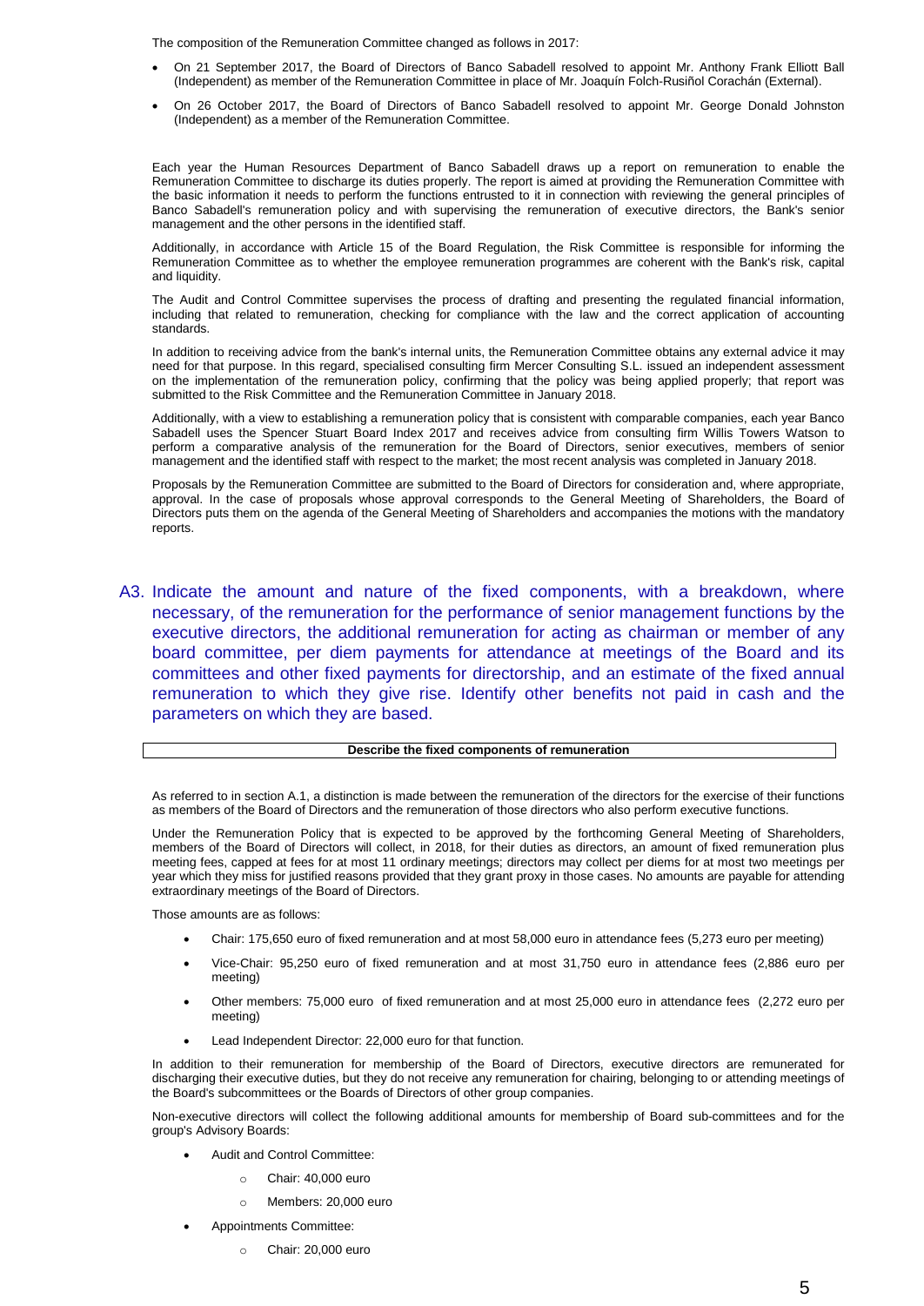The composition of the Remuneration Committee changed as follows in 2017:

- On 21 September 2017, the Board of Directors of Banco Sabadell resolved to appoint Mr. Anthony Frank Elliott Ball (Independent) as member of the Remuneration Committee in place of Mr. Joaquín Folch-Rusiñol Corachán (External).
- On 26 October 2017, the Board of Directors of Banco Sabadell resolved to appoint Mr. George Donald Johnston (Independent) as a member of the Remuneration Committee.

Each year the Human Resources Department of Banco Sabadell draws up a report on remuneration to enable the Remuneration Committee to discharge its duties properly. The report is aimed at providing the Remuneration Committee with the basic information it needs to perform the functions entrusted to it in connection with reviewing the general principles of Banco Sabadell's remuneration policy and with supervising the remuneration of executive directors, the Bank's senior management and the other persons in the identified staff.

Additionally, in accordance with Article 15 of the Board Regulation, the Risk Committee is responsible for informing the Remuneration Committee as to whether the employee remuneration programmes are coherent with the Bank's risk, capital and liquidity.

The Audit and Control Committee supervises the process of drafting and presenting the regulated financial information, including that related to remuneration, checking for compliance with the law and the correct application of accounting standards.

In addition to receiving advice from the bank's internal units, the Remuneration Committee obtains any external advice it may need for that purpose. In this regard, specialised consulting firm Mercer Consulting S.L. issued an independent assessment on the implementation of the remuneration policy, confirming that the policy was being applied properly; that report was submitted to the Risk Committee and the Remuneration Committee in January 2018.

Additionally, with a view to establishing a remuneration policy that is consistent with comparable companies, each year Banco Sabadell uses the Spencer Stuart Board Index 2017 and receives advice from consulting firm Willis Towers Watson to perform a comparative analysis of the remuneration for the Board of Directors, senior executives, members of senior management and the identified staff with respect to the market; the most recent analysis was completed in January 2018.

Proposals by the Remuneration Committee are submitted to the Board of Directors for consideration and, where appropriate, approval. In the case of proposals whose approval corresponds to the General Meeting of Shareholders, the Board of Directors puts them on the agenda of the General Meeting of Shareholders and accompanies the motions with the mandatory reports.

## A3. Indicate the amount and nature of the fixed components, with a breakdown, where necessary, of the remuneration for the performance of senior management functions by the executive directors, the additional remuneration for acting as chairman or member of any board committee, per diem payments for attendance at meetings of the Board and its committees and other fixed payments for directorship, and an estimate of the fixed annual remuneration to which they give rise. Identify other benefits not paid in cash and the parameters on which they are based.

| Describe the fixed components of remuneration |
|---|

As referred to in section A.1, a distinction is made between the remuneration of the directors for the exercise of their functions as members of the Board of Directors and the remuneration of those directors who also perform executive functions.

Under the Remuneration Policy that is expected to be approved by the forthcoming General Meeting of Shareholders, members of the Board of Directors will collect, in 2018, for their duties as directors, an amount of fixed remuneration plus meeting fees, capped at fees for at most 11 ordinary meetings; directors may collect per diems for at most two meetings per year which they miss for justified reasons provided that they grant proxy in those cases. No amounts are payable for attending extraordinary meetings of the Board of Directors.

Those amounts are as follows:

- Chair: 175,650 euro of fixed remuneration and at most 58,000 euro in attendance fees (5,273 euro per meeting)
- Vice-Chair: 95,250 euro of fixed remuneration and at most 31,750 euro in attendance fees (2,886 euro per meeting)
- Other members: 75,000 euro of fixed remuneration and at most 25,000 euro in attendance fees (2,272 euro per meeting)
- Lead Independent Director: 22,000 euro for that function.

In addition to their remuneration for membership of the Board of Directors, executive directors are remunerated for discharging their executive duties, but they do not receive any remuneration for chairing, belonging to or attending meetings of the Board's subcommittees or the Boards of Directors of other group companies.

Non-executive directors will collect the following additional amounts for membership of Board sub-committees and for the group's Advisory Boards:

- Audit and Control Committee:
  - Chair: 40,000 euro
  - Members: 20,000 euro
- Appointments Committee:
  - Chair: 20,000 euro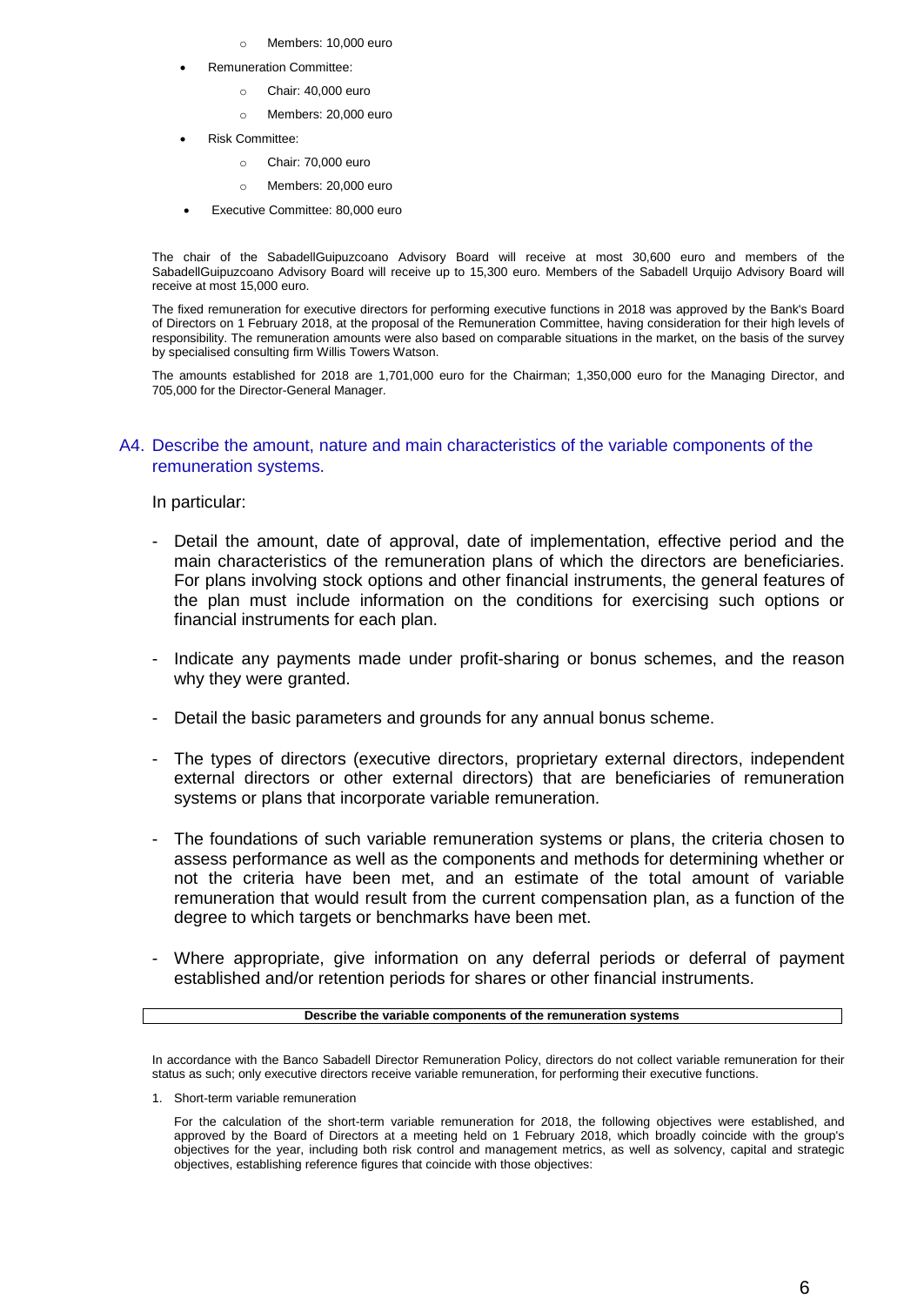- Members: 10,000 euro

- Remuneration Committee:
  - Chair: 40,000 euro
  - Members: 20,000 euro

- Risk Committee:
  - Chair: 70,000 euro
  - Members: 20,000 euro

- Executive Committee: 80,000 euro

The chair of the SabadellGuipuzcoano Advisory Board will receive at most 30,600 euro and members of the SabadellGuipuzcoano Advisory Board will receive up to 15,300 euro. Members of the Sabadell Urquijo Advisory Board will receive at most 15,000 euro.

The fixed remuneration for executive directors for performing executive functions in 2018 was approved by the Bank's Board of Directors on 1 February 2018, at the proposal of the Remuneration Committee, having consideration for their high levels of responsibility. The remuneration amounts were also based on comparable situations in the market, on the basis of the survey by specialised consulting firm Willis Towers Watson.

The amounts established for 2018 are 1,701,000 euro for the Chairman; 1,350,000 euro for the Managing Director, and 705,000 for the Director-General Manager.

## A4. Describe the amount, nature and main characteristics of the variable components of the remuneration systems.

In particular:

- Detail the amount, date of approval, date of implementation, effective period and the main characteristics of the remuneration plans of which the directors are beneficiaries. For plans involving stock options and other financial instruments, the general features of the plan must include information on the conditions for exercising such options or financial instruments for each plan.
- Indicate any payments made under profit-sharing or bonus schemes, and the reason why they were granted.
- Detail the basic parameters and grounds for any annual bonus scheme.
- The types of directors (executive directors, proprietary external directors, independent external directors or other external directors) that are beneficiaries of remuneration systems or plans that incorporate variable remuneration.
- The foundations of such variable remuneration systems or plans, the criteria chosen to assess performance as well as the components and methods for determining whether or not the criteria have been met, and an estimate of the total amount of variable remuneration that would result from the current compensation plan, as a function of the degree to which targets or benchmarks have been met.
- Where appropriate, give information on any deferral periods or deferral of payment established and/or retention periods for shares or other financial instruments.

| **Describe the variable components of the remuneration systems** |
|---|

In accordance with the Banco Sabadell Director Remuneration Policy, directors do not collect variable remuneration for their status as such; only executive directors receive variable remuneration, for performing their executive functions.

1. Short-term variable remuneration

   For the calculation of the short-term variable remuneration for 2018, the following objectives were established, and approved by the Board of Directors at a meeting held on 1 February 2018, which broadly coincide with the group's objectives for the year, including both risk control and management metrics, as well as solvency, capital and strategic objectives, establishing reference figures that coincide with those objectives: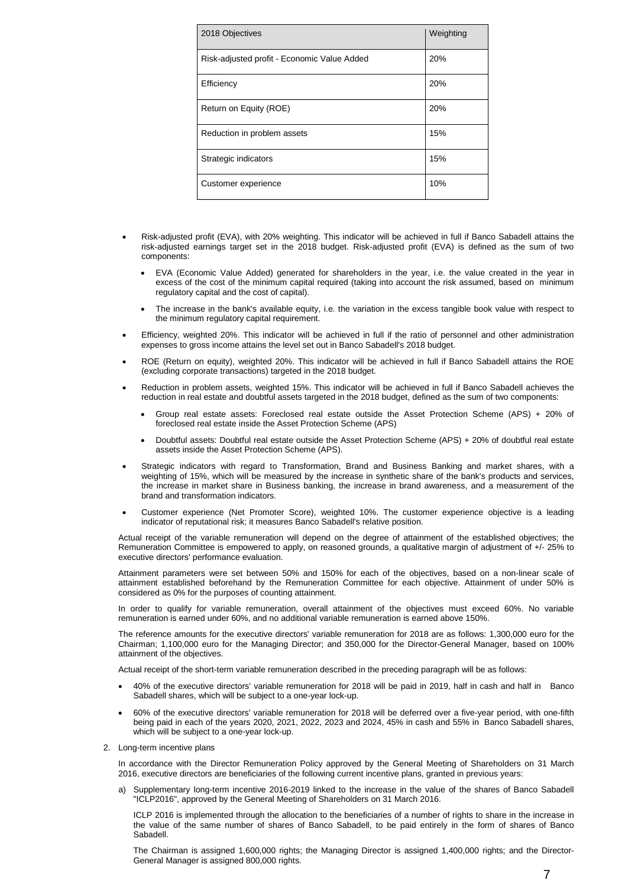| 2018 Objectives | Weighting |
| --- | --- |
| Risk-adjusted profit - Economic Value Added | 20% |
| Efficiency | 20% |
| Return on Equity (ROE) | 20% |
| Reduction in problem assets | 15% |
| Strategic indicators | 15% |
| Customer experience | 10% |

- Risk-adjusted profit (EVA), with 20% weighting. This indicator will be achieved in full if Banco Sabadell attains the risk-adjusted earnings target set in the 2018 budget. Risk-adjusted profit (EVA) is defined as the sum of two components:
  - EVA (Economic Value Added) generated for shareholders in the year, i.e. the value created in the year in excess of the cost of the minimum capital required (taking into account the risk assumed, based on minimum regulatory capital and the cost of capital).
  - The increase in the bank's available equity, i.e. the variation in the excess tangible book value with respect to the minimum regulatory capital requirement.
- Efficiency, weighted 20%. This indicator will be achieved in full if the ratio of personnel and other administration expenses to gross income attains the level set out in Banco Sabadell's 2018 budget.
- ROE (Return on equity), weighted 20%. This indicator will be achieved in full if Banco Sabadell attains the ROE (excluding corporate transactions) targeted in the 2018 budget.
- Reduction in problem assets, weighted 15%. This indicator will be achieved in full if Banco Sabadell achieves the reduction in real estate and doubtful assets targeted in the 2018 budget, defined as the sum of two components:
  - Group real estate assets: Foreclosed real estate outside the Asset Protection Scheme (APS) + 20% of foreclosed real estate inside the Asset Protection Scheme (APS)
  - Doubtful assets: Doubtful real estate outside the Asset Protection Scheme (APS) + 20% of doubtful real estate assets inside the Asset Protection Scheme (APS).
- Strategic indicators with regard to Transformation, Brand and Business Banking and market shares, with a weighting of 15%, which will be measured by the increase in synthetic share of the bank's products and services, the increase in market share in Business banking, the increase in brand awareness, and a measurement of the brand and transformation indicators.
- Customer experience (Net Promoter Score), weighted 10%. The customer experience objective is a leading indicator of reputational risk; it measures Banco Sabadell's relative position.

Actual receipt of the variable remuneration will depend on the degree of attainment of the established objectives; the Remuneration Committee is empowered to apply, on reasoned grounds, a qualitative margin of adjustment of +/- 25% to executive directors' performance evaluation.

Attainment parameters were set between 50% and 150% for each of the objectives, based on a non-linear scale of attainment established beforehand by the Remuneration Committee for each objective. Attainment of under 50% is considered as 0% for the purposes of counting attainment.

In order to qualify for variable remuneration, overall attainment of the objectives must exceed 60%. No variable remuneration is earned under 60%, and no additional variable remuneration is earned above 150%.

The reference amounts for the executive directors' variable remuneration for 2018 are as follows: 1,300,000 euro for the Chairman; 1,100,000 euro for the Managing Director; and 350,000 for the Director-General Manager, based on 100% attainment of the objectives.

Actual receipt of the short-term variable remuneration described in the preceding paragraph will be as follows:

- 40% of the executive directors' variable remuneration for 2018 will be paid in 2019, half in cash and half in Banco Sabadell shares, which will be subject to a one-year lock-up.
- 60% of the executive directors' variable remuneration for 2018 will be deferred over a five-year period, with one-fifth being paid in each of the years 2020, 2021, 2022, 2023 and 2024, 45% in cash and 55% in Banco Sabadell shares, which will be subject to a one-year lock-up.

2. Long-term incentive plans

   In accordance with the Director Remuneration Policy approved by the General Meeting of Shareholders on 31 March 2016, executive directors are beneficiaries of the following current incentive plans, granted in previous years:

   a) Supplementary long-term incentive 2016-2019 linked to the increase in the value of the shares of Banco Sabadell "ICLP2016", approved by the General Meeting of Shareholders on 31 March 2016.

      ICLP 2016 is implemented through the allocation to the beneficiaries of a number of rights to share in the increase in the value of the same number of shares of Banco Sabadell, to be paid entirely in the form of shares of Banco Sabadell.

      The Chairman is assigned 1,600,000 rights; the Managing Director is assigned 1,400,000 rights; and the Director-General Manager is assigned 800,000 rights.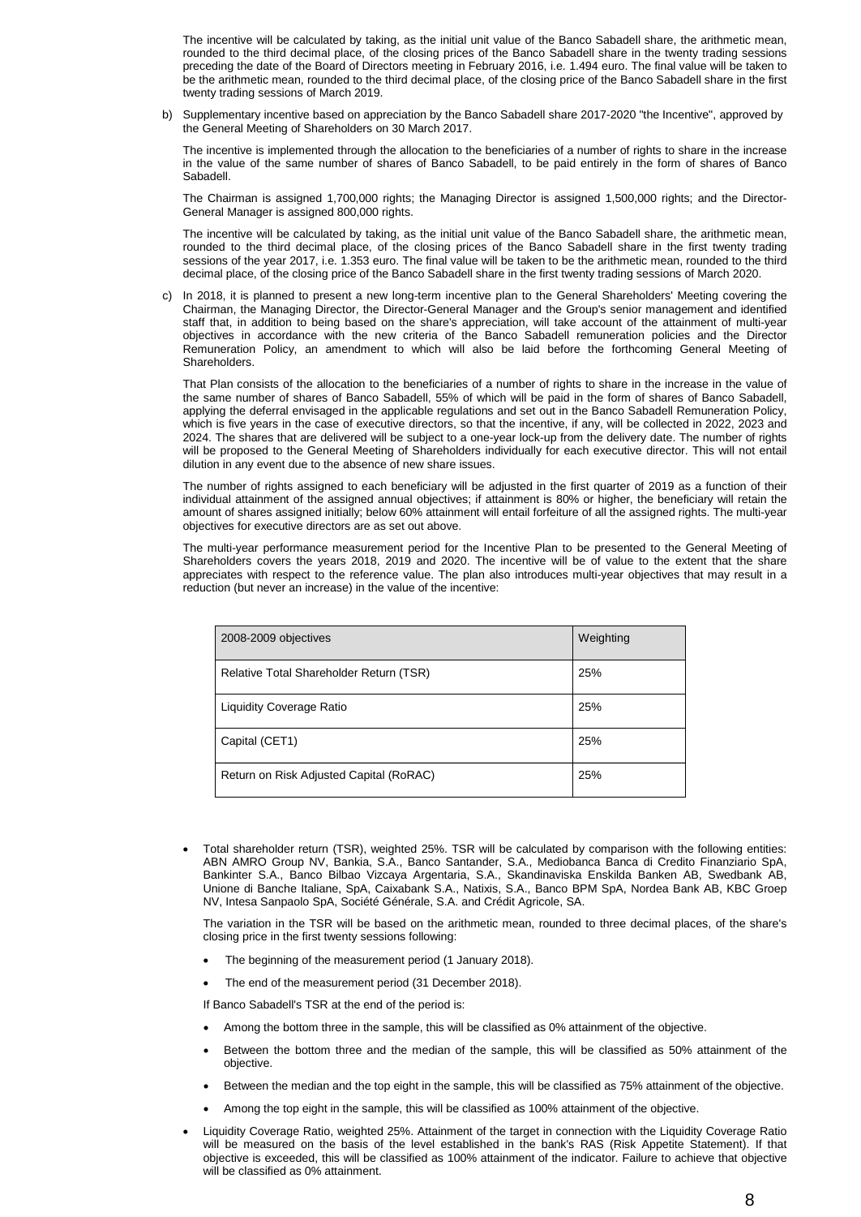The incentive will be calculated by taking, as the initial unit value of the Banco Sabadell share, the arithmetic mean, rounded to the third decimal place, of the closing prices of the Banco Sabadell share in the twenty trading sessions preceding the date of the Board of Directors meeting in February 2016, i.e. 1.494 euro. The final value will be taken to be the arithmetic mean, rounded to the third decimal place, of the closing price of the Banco Sabadell share in the first twenty trading sessions of March 2019.

b) Supplementary incentive based on appreciation by the Banco Sabadell share 2017-2020 "the Incentive", approved by the General Meeting of Shareholders on 30 March 2017.

The incentive is implemented through the allocation to the beneficiaries of a number of rights to share in the increase in the value of the same number of shares of Banco Sabadell, to be paid entirely in the form of shares of Banco Sabadell.

The Chairman is assigned 1,700,000 rights; the Managing Director is assigned 1,500,000 rights; and the Director-General Manager is assigned 800,000 rights.

The incentive will be calculated by taking, as the initial unit value of the Banco Sabadell share, the arithmetic mean, rounded to the third decimal place, of the closing prices of the Banco Sabadell share in the first twenty trading sessions of the year 2017, i.e. 1.353 euro. The final value will be taken to be the arithmetic mean, rounded to the third decimal place, of the closing price of the Banco Sabadell share in the first twenty trading sessions of March 2020.

c) In 2018, it is planned to present a new long-term incentive plan to the General Shareholders' Meeting covering the Chairman, the Managing Director, the Director-General Manager and the Group's senior management and identified staff that, in addition to being based on the share's appreciation, will take account of the attainment of multi-year objectives in accordance with the new criteria of the Banco Sabadell remuneration policies and the Director Remuneration Policy, an amendment to which will also be laid before the forthcoming General Meeting of Shareholders.

That Plan consists of the allocation to the beneficiaries of a number of rights to share in the increase in the value of the same number of shares of Banco Sabadell, 55% of which will be paid in the form of shares of Banco Sabadell, applying the deferral envisaged in the applicable regulations and set out in the Banco Sabadell Remuneration Policy, which is five years in the case of executive directors, so that the incentive, if any, will be collected in 2022, 2023 and 2024. The shares that are delivered will be subject to a one-year lock-up from the delivery date. The number of rights will be proposed to the General Meeting of Shareholders individually for each executive director. This will not entail dilution in any event due to the absence of new share issues.

The number of rights assigned to each beneficiary will be adjusted in the first quarter of 2019 as a function of their individual attainment of the assigned annual objectives; if attainment is 80% or higher, the beneficiary will retain the amount of shares assigned initially; below 60% attainment will entail forfeiture of all the assigned rights. The multi-year objectives for executive directors are as set out above.

The multi-year performance measurement period for the Incentive Plan to be presented to the General Meeting of Shareholders covers the years 2018, 2019 and 2020. The incentive will be of value to the extent that the share appreciates with respect to the reference value. The plan also introduces multi-year objectives that may result in a reduction (but never an increase) in the value of the incentive:

| 2008-2009 objectives | Weighting |
|---|---|
| Relative Total Shareholder Return (TSR) | 25% |
| Liquidity Coverage Ratio | 25% |
| Capital (CET1) | 25% |
| Return on Risk Adjusted Capital (RoRAC) | 25% |

- Total shareholder return (TSR), weighted 25%. TSR will be calculated by comparison with the following entities: ABN AMRO Group NV, Bankia, S.A., Banco Santander, S.A., Mediobanca Banca di Credito Finanziario SpA, Bankinter S.A., Banco Bilbao Vizcaya Argentaria, S.A., Skandinaviska Enskilda Banken AB, Swedbank AB, Unione di Banche Italiane, SpA, Caixabank S.A., Natixis, S.A., Banco BPM SpA, Nordea Bank AB, KBC Groep NV, Intesa Sanpaolo SpA, Société Générale, S.A. and Crédit Agricole, SA.

  The variation in the TSR will be based on the arithmetic mean, rounded to three decimal places, of the share's closing price in the first twenty sessions following:

  - The beginning of the measurement period (1 January 2018).
  - The end of the measurement period (31 December 2018).

  If Banco Sabadell's TSR at the end of the period is:

  - Among the bottom three in the sample, this will be classified as 0% attainment of the objective.
  - Between the bottom three and the median of the sample, this will be classified as 50% attainment of the objective.
  - Between the median and the top eight in the sample, this will be classified as 75% attainment of the objective.
  - Among the top eight in the sample, this will be classified as 100% attainment of the objective.

- Liquidity Coverage Ratio, weighted 25%. Attainment of the target in connection with the Liquidity Coverage Ratio will be measured on the basis of the level established in the bank's RAS (Risk Appetite Statement). If that objective is exceeded, this will be classified as 100% attainment of the indicator. Failure to achieve that objective will be classified as 0% attainment.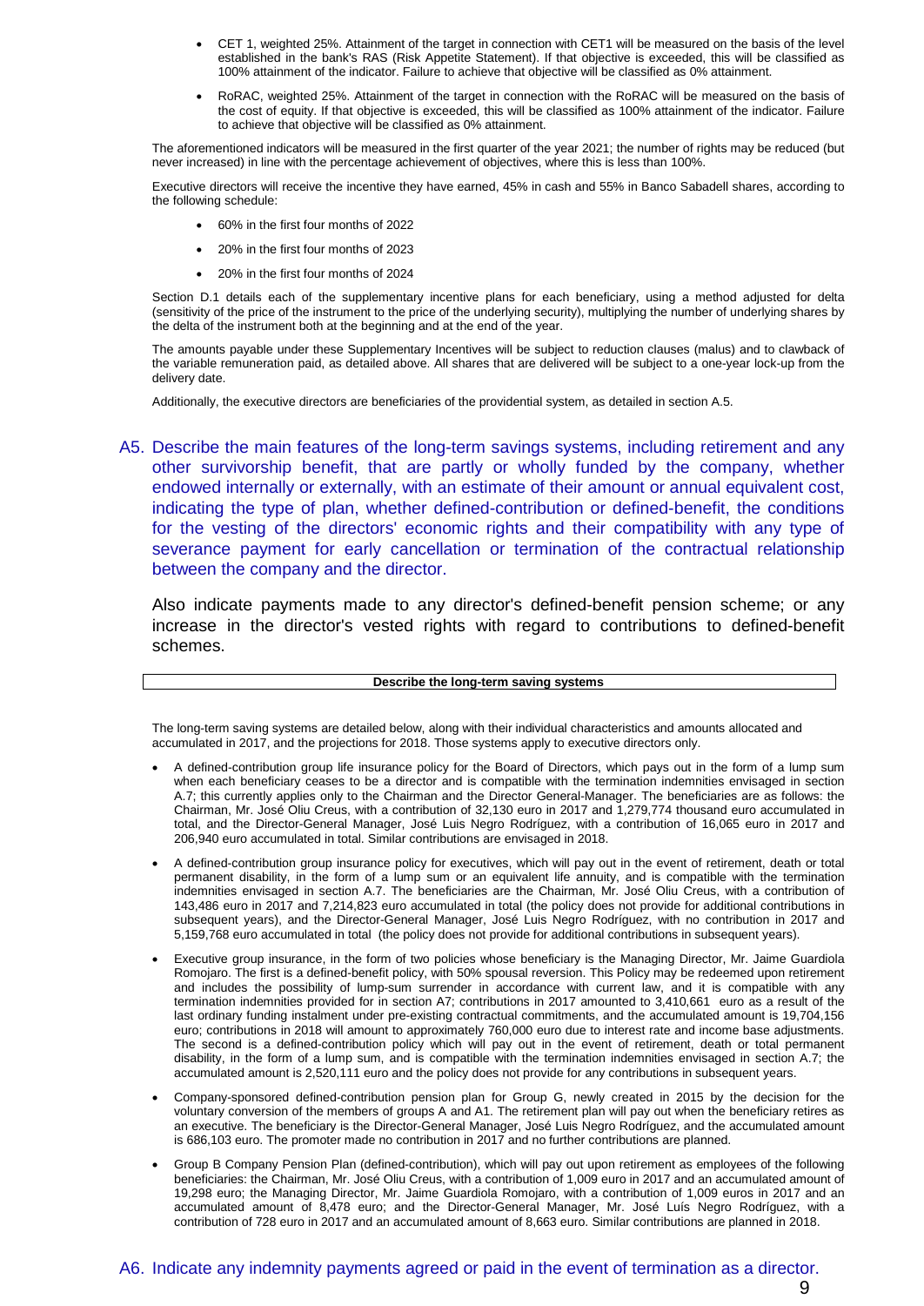- CET 1, weighted 25%. Attainment of the target in connection with CET1 will be measured on the basis of the level established in the bank's RAS (Risk Appetite Statement). If that objective is exceeded, this will be classified as 100% attainment of the indicator. Failure to achieve that objective will be classified as 0% attainment.
- RoRAC, weighted 25%. Attainment of the target in connection with the RoRAC will be measured on the basis of the cost of equity. If that objective is exceeded, this will be classified as 100% attainment of the indicator. Failure to achieve that objective will be classified as 0% attainment.

The aforementioned indicators will be measured in the first quarter of the year 2021; the number of rights may be reduced (but never increased) in line with the percentage achievement of objectives, where this is less than 100%.

Executive directors will receive the incentive they have earned, 45% in cash and 55% in Banco Sabadell shares, according to the following schedule:

- 60% in the first four months of 2022
- 20% in the first four months of 2023
- 20% in the first four months of 2024

Section D.1 details each of the supplementary incentive plans for each beneficiary, using a method adjusted for delta (sensitivity of the price of the instrument to the price of the underlying security), multiplying the number of underlying shares by the delta of the instrument both at the beginning and at the end of the year.

The amounts payable under these Supplementary Incentives will be subject to reduction clauses (malus) and to clawback of the variable remuneration paid, as detailed above. All shares that are delivered will be subject to a one-year lock-up from the delivery date.

Additionally, the executive directors are beneficiaries of the providential system, as detailed in section A.5.

## A5. Describe the main features of the long-term savings systems, including retirement and any other survivorship benefit, that are partly or wholly funded by the company, whether endowed internally or externally, with an estimate of their amount or annual equivalent cost, indicating the type of plan, whether defined-contribution or defined-benefit, the conditions for the vesting of the directors' economic rights and their compatibility with any type of severance payment for early cancellation or termination of the contractual relationship between the company and the director.

Also indicate payments made to any director's defined-benefit pension scheme; or any increase in the director's vested rights with regard to contributions to defined-benefit schemes.

| Describe the long-term saving systems |
|---|

The long-term saving systems are detailed below, along with their individual characteristics and amounts allocated and accumulated in 2017, and the projections for 2018. Those systems apply to executive directors only.

- A defined-contribution group life insurance policy for the Board of Directors, which pays out in the form of a lump sum when each beneficiary ceases to be a director and is compatible with the termination indemnities envisaged in section A.7; this currently applies only to the Chairman and the Director General-Manager. The beneficiaries are as follows: the Chairman, Mr. José Oliu Creus, with a contribution of 32,130 euro in 2017 and 1,279,774 thousand euro accumulated in total, and the Director-General Manager, José Luis Negro Rodríguez, with a contribution of 16,065 euro in 2017 and 206,940 euro accumulated in total. Similar contributions are envisaged in 2018.
- A defined-contribution group insurance policy for executives, which will pay out in the event of retirement, death or total permanent disability, in the form of a lump sum or an equivalent life annuity, and is compatible with the termination indemnities envisaged in section A.7. The beneficiaries are the Chairman, Mr. José Oliu Creus, with a contribution of 143,486 euro in 2017 and 7,214,823 euro accumulated in total (the policy does not provide for additional contributions in subsequent years), and the Director-General Manager, José Luis Negro Rodríguez, with no contribution in 2017 and 5,159,768 euro accumulated in total (the policy does not provide for additional contributions in subsequent years).
- Executive group insurance, in the form of two policies whose beneficiary is the Managing Director, Mr. Jaime Guardiola Romojaro. The first is a defined-benefit policy, with 50% spousal reversion. This Policy may be redeemed upon retirement and includes the possibility of lump-sum surrender in accordance with current law, and it is compatible with any termination indemnities provided for in section A7; contributions in 2017 amounted to 3,410,661 euro as a result of the last ordinary funding instalment under pre-existing contractual commitments, and the accumulated amount is 19,704,156 euro; contributions in 2018 will amount to approximately 760,000 euro due to interest rate and income base adjustments. The second is a defined-contribution policy which will pay out in the event of retirement, death or total permanent disability, in the form of a lump sum, and is compatible with the termination indemnities envisaged in section A.7; the accumulated amount is 2,520,111 euro and the policy does not provide for any contributions in subsequent years.
- Company-sponsored defined-contribution pension plan for Group G, newly created in 2015 by the decision for the voluntary conversion of the members of groups A and A1. The retirement plan will pay out when the beneficiary retires as an executive. The beneficiary is the Director-General Manager, José Luis Negro Rodríguez, and the accumulated amount is 686,103 euro. The promoter made no contribution in 2017 and no further contributions are planned.
- Group B Company Pension Plan (defined-contribution), which will pay out upon retirement as employees of the following beneficiaries: the Chairman, Mr. José Oliu Creus, with a contribution of 1,009 euro in 2017 and an accumulated amount of 19,298 euro; the Managing Director, Mr. Jaime Guardiola Romojaro, with a contribution of 1,009 euros in 2017 and an accumulated amount of 8,478 euro; and the Director-General Manager, Mr. José Luís Negro Rodríguez, with a contribution of 728 euro in 2017 and an accumulated amount of 8,663 euro. Similar contributions are planned in 2018.

## A6. Indicate any indemnity payments agreed or paid in the event of termination as a director.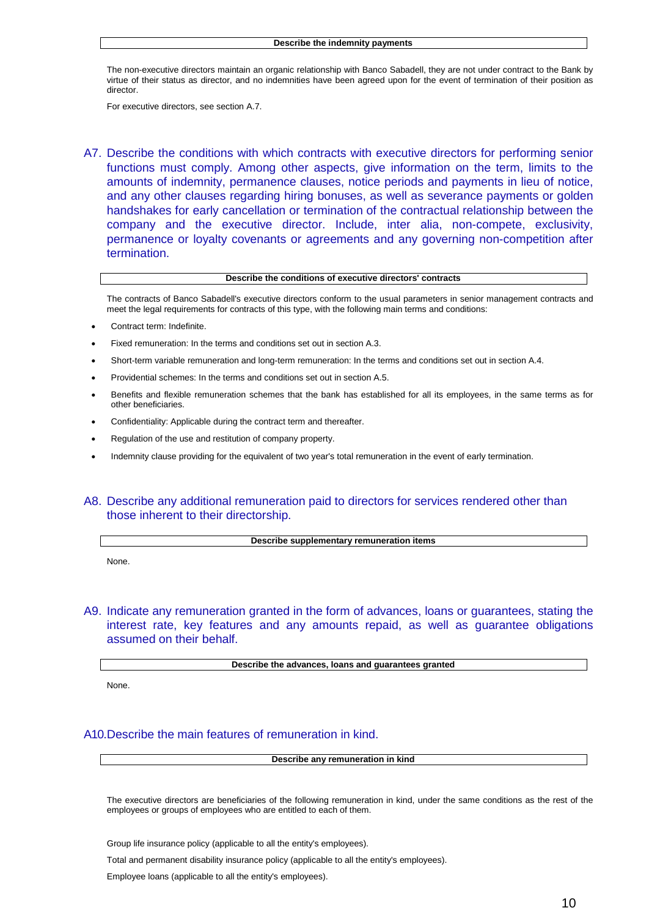**Describe the indemnity payments**

The non-executive directors maintain an organic relationship with Banco Sabadell, they are not under contract to the Bank by virtue of their status as director, and no indemnities have been agreed upon for the event of termination of their position as director.

For executive directors, see section A.7.

## A7. Describe the conditions with which contracts with executive directors for performing senior functions must comply. Among other aspects, give information on the term, limits to the amounts of indemnity, permanence clauses, notice periods and payments in lieu of notice, and any other clauses regarding hiring bonuses, as well as severance payments or golden handshakes for early cancellation or termination of the contractual relationship between the company and the executive director. Include, inter alia, non-compete, exclusivity, permanence or loyalty covenants or agreements and any governing non-competition after termination.

**Describe the conditions of executive directors' contracts**

The contracts of Banco Sabadell's executive directors conform to the usual parameters in senior management contracts and meet the legal requirements for contracts of this type, with the following main terms and conditions:

- Contract term: Indefinite.
- Fixed remuneration: In the terms and conditions set out in section A.3.
- Short-term variable remuneration and long-term remuneration: In the terms and conditions set out in section A.4.
- Providential schemes: In the terms and conditions set out in section A.5.
- Benefits and flexible remuneration schemes that the bank has established for all its employees, in the same terms as for other beneficiaries.
- Confidentiality: Applicable during the contract term and thereafter.
- Regulation of the use and restitution of company property.
- Indemnity clause providing for the equivalent of two year's total remuneration in the event of early termination.

## A8. Describe any additional remuneration paid to directors for services rendered other than those inherent to their directorship.

**Describe supplementary remuneration items**

None.

## A9. Indicate any remuneration granted in the form of advances, loans or guarantees, stating the interest rate, key features and any amounts repaid, as well as guarantee obligations assumed on their behalf.

**Describe the advances, loans and guarantees granted**

None.

## A10. Describe the main features of remuneration in kind.

**Describe any remuneration in kind**

The executive directors are beneficiaries of the following remuneration in kind, under the same conditions as the rest of the employees or groups of employees who are entitled to each of them.

Group life insurance policy (applicable to all the entity's employees).

Total and permanent disability insurance policy (applicable to all the entity's employees).

Employee loans (applicable to all the entity's employees).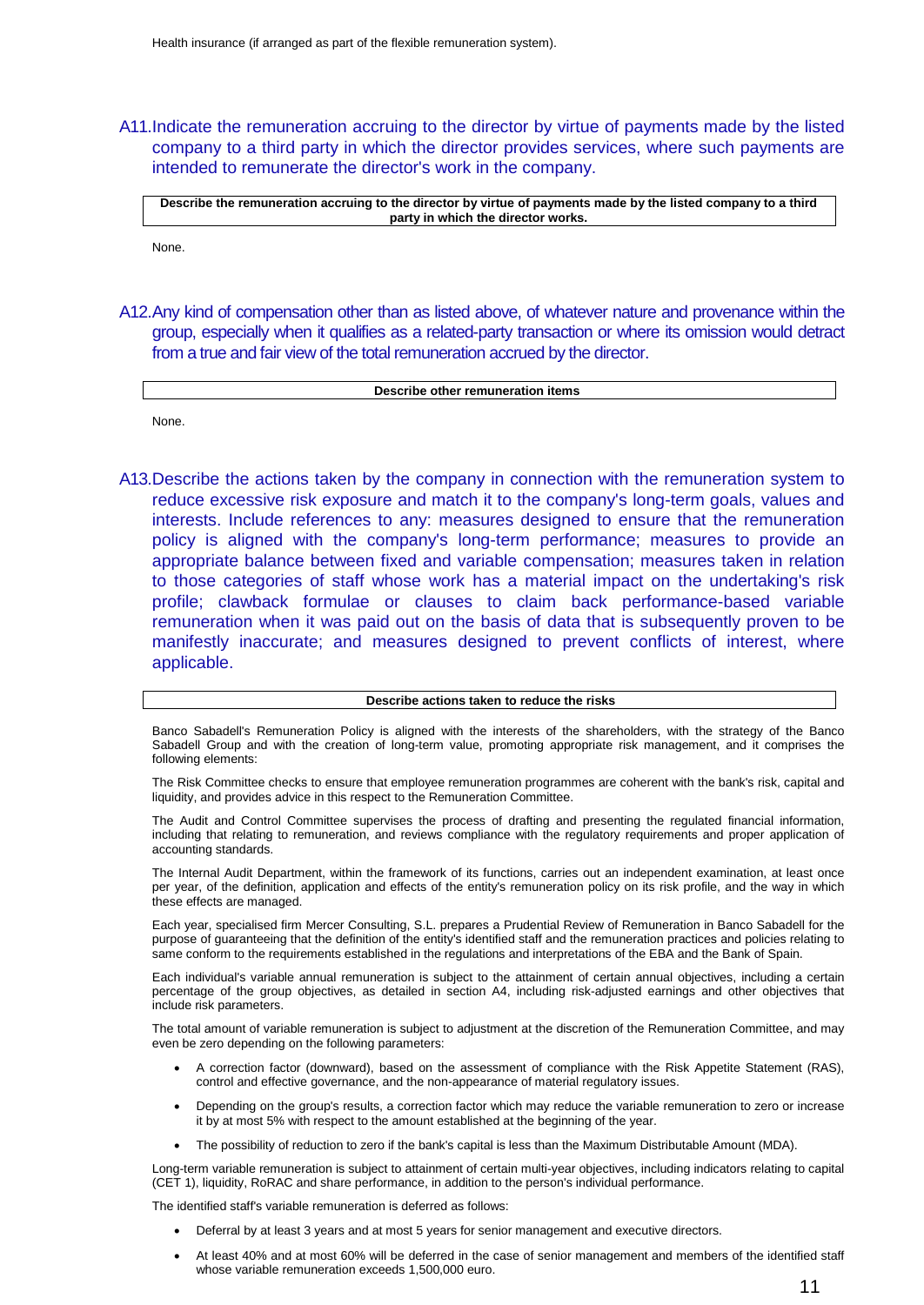Health insurance (if arranged as part of the flexible remuneration system).

## A11. Indicate the remuneration accruing to the director by virtue of payments made by the listed company to a third party in which the director provides services, where such payments are intended to remunerate the director's work in the company.

| Describe the remuneration accruing to the director by virtue of payments made by the listed company to a third party in which the director works. |
|---|

None.

## A12. Any kind of compensation other than as listed above, of whatever nature and provenance within the group, especially when it qualifies as a related-party transaction or where its omission would detract from a true and fair view of the total remuneration accrued by the director.

| Describe other remuneration items |
|---|

None.

## A13. Describe the actions taken by the company in connection with the remuneration system to reduce excessive risk exposure and match it to the company's long-term goals, values and interests. Include references to any: measures designed to ensure that the remuneration policy is aligned with the company's long-term performance; measures to provide an appropriate balance between fixed and variable compensation; measures taken in relation to those categories of staff whose work has a material impact on the undertaking's risk profile; clawback formulae or clauses to claim back performance-based variable remuneration when it was paid out on the basis of data that is subsequently proven to be manifestly inaccurate; and measures designed to prevent conflicts of interest, where applicable.

| Describe actions taken to reduce the risks |
|---|

Banco Sabadell's Remuneration Policy is aligned with the interests of the shareholders, with the strategy of the Banco Sabadell Group and with the creation of long-term value, promoting appropriate risk management, and it comprises the following elements:

The Risk Committee checks to ensure that employee remuneration programmes are coherent with the bank's risk, capital and liquidity, and provides advice in this respect to the Remuneration Committee.

The Audit and Control Committee supervises the process of drafting and presenting the regulated financial information, including that relating to remuneration, and reviews compliance with the regulatory requirements and proper application of accounting standards.

The Internal Audit Department, within the framework of its functions, carries out an independent examination, at least once per year, of the definition, application and effects of the entity's remuneration policy on its risk profile, and the way in which these effects are managed.

Each year, specialised firm Mercer Consulting, S.L. prepares a Prudential Review of Remuneration in Banco Sabadell for the purpose of guaranteeing that the definition of the entity's identified staff and the remuneration practices and policies relating to same conform to the requirements established in the regulations and interpretations of the EBA and the Bank of Spain.

Each individual's variable annual remuneration is subject to the attainment of certain annual objectives, including a certain percentage of the group objectives, as detailed in section A4, including risk-adjusted earnings and other objectives that include risk parameters.

The total amount of variable remuneration is subject to adjustment at the discretion of the Remuneration Committee, and may even be zero depending on the following parameters:

- A correction factor (downward), based on the assessment of compliance with the Risk Appetite Statement (RAS), control and effective governance, and the non-appearance of material regulatory issues.
- Depending on the group's results, a correction factor which may reduce the variable remuneration to zero or increase it by at most 5% with respect to the amount established at the beginning of the year.
- The possibility of reduction to zero if the bank's capital is less than the Maximum Distributable Amount (MDA).

Long-term variable remuneration is subject to attainment of certain multi-year objectives, including indicators relating to capital (CET 1), liquidity, RoRAC and share performance, in addition to the person's individual performance.

The identified staff's variable remuneration is deferred as follows:

- Deferral by at least 3 years and at most 5 years for senior management and executive directors.
- At least 40% and at most 60% will be deferred in the case of senior management and members of the identified staff whose variable remuneration exceeds 1,500,000 euro.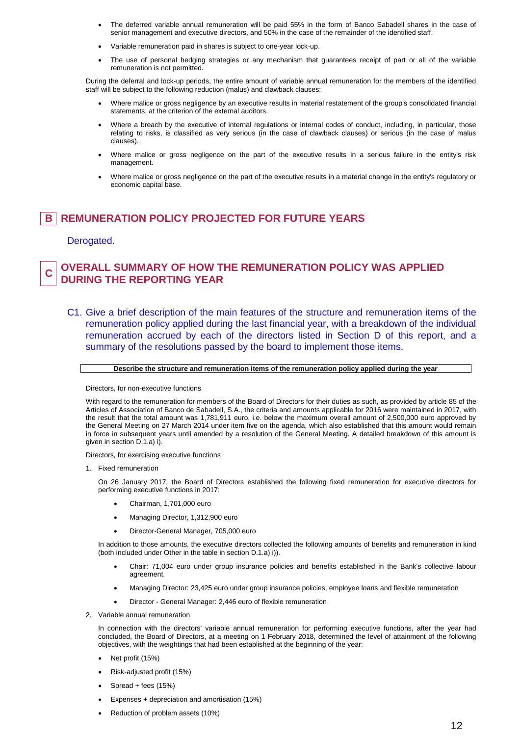- The deferred variable annual remuneration will be paid 55% in the form of Banco Sabadell shares in the case of senior management and executive directors, and 50% in the case of the remainder of the identified staff.
- Variable remuneration paid in shares is subject to one-year lock-up.
- The use of personal hedging strategies or any mechanism that guarantees receipt of part or all of the variable remuneration is not permitted.

During the deferral and lock-up periods, the entire amount of variable annual remuneration for the members of the identified staff will be subject to the following reduction (malus) and clawback clauses:

- Where malice or gross negligence by an executive results in material restatement of the group's consolidated financial statements, at the criterion of the external auditors.
- Where a breach by the executive of internal regulations or internal codes of conduct, including, in particular, those relating to risks, is classified as very serious (in the case of clawback clauses) or serious (in the case of malus clauses).
- Where malice or gross negligence on the part of the executive results in a serious failure in the entity's risk management.
- Where malice or gross negligence on the part of the executive results in a material change in the entity's regulatory or economic capital base.

# B REMUNERATION POLICY PROJECTED FOR FUTURE YEARS

Derogated.

# C OVERALL SUMMARY OF HOW THE REMUNERATION POLICY WAS APPLIED DURING THE REPORTING YEAR

## C1. Give a brief description of the main features of the structure and remuneration items of the remuneration policy applied during the last financial year, with a breakdown of the individual remuneration accrued by each of the directors listed in Section D of this report, and a summary of the resolutions passed by the board to implement those items.

**Describe the structure and remuneration items of the remuneration policy applied during the year**

Directors, for non-executive functions

With regard to the remuneration for members of the Board of Directors for their duties as such, as provided by article 85 of the Articles of Association of Banco de Sabadell, S.A., the criteria and amounts applicable for 2016 were maintained in 2017, with the result that the total amount was 1,781,911 euro, i.e. below the maximum overall amount of 2,500,000 euro approved by the General Meeting on 27 March 2014 under item five on the agenda, which also established that this amount would remain in force in subsequent years until amended by a resolution of the General Meeting. A detailed breakdown of this amount is given in section D.1.a) i).

Directors, for exercising executive functions

1. Fixed remuneration

   On 26 January 2017, the Board of Directors established the following fixed remuneration for executive directors for performing executive functions in 2017:

   - Chairman, 1,701,000 euro
   - Managing Director, 1,312,900 euro
   - Director-General Manager, 705,000 euro

   In addition to those amounts, the executive directors collected the following amounts of benefits and remuneration in kind (both included under Other in the table in section D.1.a) i)).

   - Chair: 71,004 euro under group insurance policies and benefits established in the Bank's collective labour agreement.
   - Managing Director: 23,425 euro under group insurance policies, employee loans and flexible remuneration
   - Director - General Manager: 2,446 euro of flexible remuneration

2. Variable annual remuneration

   In connection with the directors' variable annual remuneration for performing executive functions, after the year had concluded, the Board of Directors, at a meeting on 1 February 2018, determined the level of attainment of the following objectives, with the weightings that had been established at the beginning of the year:

- Net profit (15%)
- Risk-adjusted profit (15%)
- Spread + fees (15%)
- Expenses + depreciation and amortisation (15%)
- Reduction of problem assets (10%)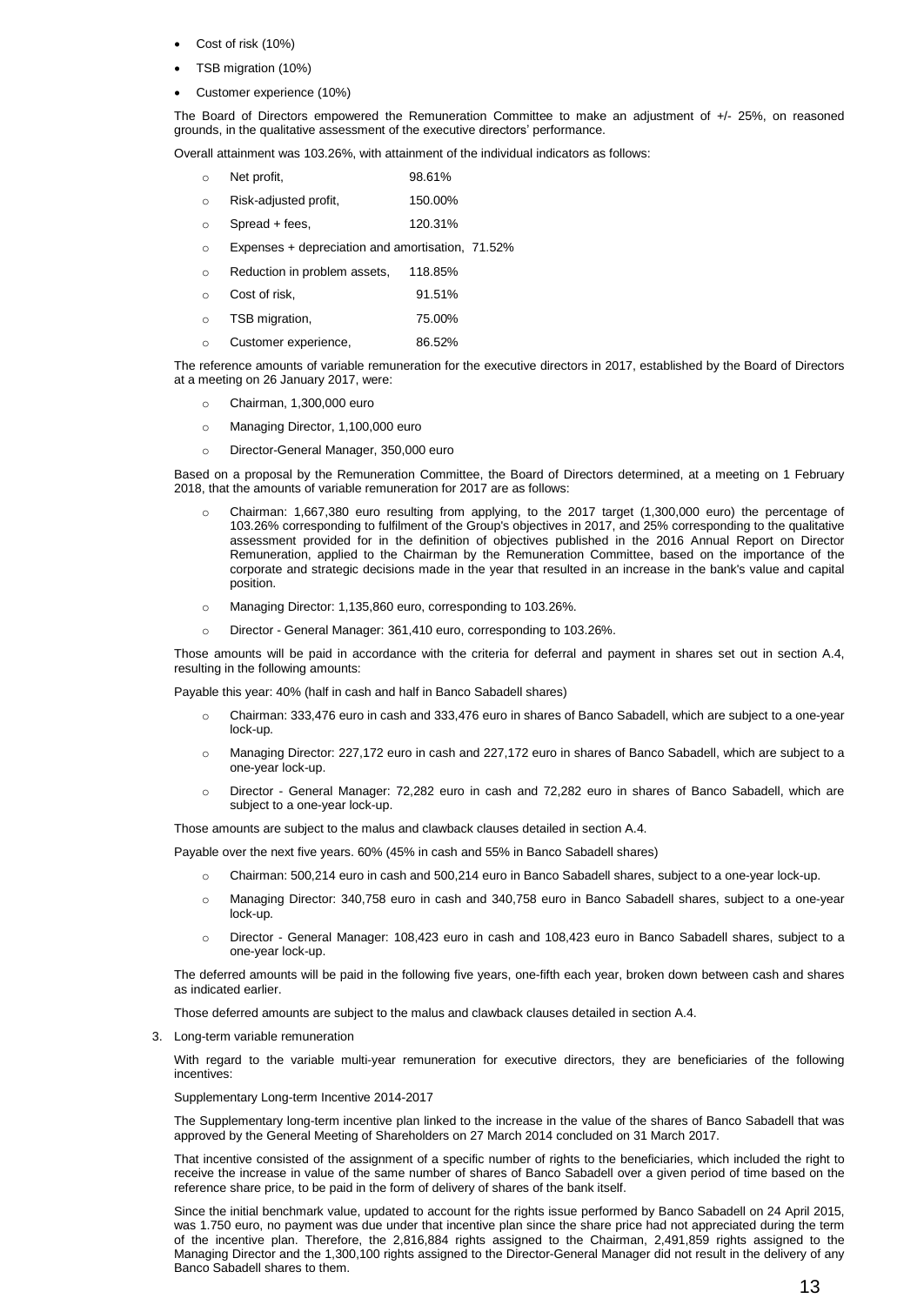- Cost of risk (10%)
- TSB migration (10%)
- Customer experience (10%)

The Board of Directors empowered the Remuneration Committee to make an adjustment of +/- 25%, on reasoned grounds, in the qualitative assessment of the executive directors' performance.

Overall attainment was 103.26%, with attainment of the individual indicators as follows:

- Net profit, 98.61%
- Risk-adjusted profit, 150.00%
- Spread + fees, 120.31%
- Expenses + depreciation and amortisation, 71.52%
- Reduction in problem assets, 118.85%
- Cost of risk, 91.51%
- TSB migration, 75.00%
- Customer experience, 86.52%

The reference amounts of variable remuneration for the executive directors in 2017, established by the Board of Directors at a meeting on 26 January 2017, were:

- Chairman, 1,300,000 euro
- Managing Director, 1,100,000 euro
- Director-General Manager, 350,000 euro

Based on a proposal by the Remuneration Committee, the Board of Directors determined, at a meeting on 1 February 2018, that the amounts of variable remuneration for 2017 are as follows:

- Chairman: 1,667,380 euro resulting from applying, to the 2017 target (1,300,000 euro) the percentage of 103.26% corresponding to fulfilment of the Group's objectives in 2017, and 25% corresponding to the qualitative assessment provided for in the definition of objectives published in the 2016 Annual Report on Director Remuneration, applied to the Chairman by the Remuneration Committee, based on the importance of the corporate and strategic decisions made in the year that resulted in an increase in the bank's value and capital position.
- Managing Director: 1,135,860 euro, corresponding to 103.26%.
- Director - General Manager: 361,410 euro, corresponding to 103.26%.

Those amounts will be paid in accordance with the criteria for deferral and payment in shares set out in section A.4, resulting in the following amounts:

Payable this year: 40% (half in cash and half in Banco Sabadell shares)

- Chairman: 333,476 euro in cash and 333,476 euro in shares of Banco Sabadell, which are subject to a one-year lock-up.
- Managing Director: 227,172 euro in cash and 227,172 euro in shares of Banco Sabadell, which are subject to a one-year lock-up.
- Director - General Manager: 72,282 euro in cash and 72,282 euro in shares of Banco Sabadell, which are subject to a one-year lock-up.

Those amounts are subject to the malus and clawback clauses detailed in section A.4.

Payable over the next five years. 60% (45% in cash and 55% in Banco Sabadell shares)

- Chairman: 500,214 euro in cash and 500,214 euro in Banco Sabadell shares, subject to a one-year lock-up.
- Managing Director: 340,758 euro in cash and 340,758 euro in Banco Sabadell shares, subject to a one-year lock-up.
- Director - General Manager: 108,423 euro in cash and 108,423 euro in Banco Sabadell shares, subject to a one-year lock-up.

The deferred amounts will be paid in the following five years, one-fifth each year, broken down between cash and shares as indicated earlier.

Those deferred amounts are subject to the malus and clawback clauses detailed in section A.4.

3. Long-term variable remuneration

With regard to the variable multi-year remuneration for executive directors, they are beneficiaries of the following incentives:

Supplementary Long-term Incentive 2014-2017

The Supplementary long-term incentive plan linked to the increase in the value of the shares of Banco Sabadell that was approved by the General Meeting of Shareholders on 27 March 2014 concluded on 31 March 2017.

That incentive consisted of the assignment of a specific number of rights to the beneficiaries, which included the right to receive the increase in value of the same number of shares of Banco Sabadell over a given period of time based on the reference share price, to be paid in the form of delivery of shares of the bank itself.

Since the initial benchmark value, updated to account for the rights issue performed by Banco Sabadell on 24 April 2015, was 1.750 euro, no payment was due under that incentive plan since the share price had not appreciated during the term of the incentive plan. Therefore, the 2,816,884 rights assigned to the Chairman, 2,491,859 rights assigned to the Managing Director and the 1,300,100 rights assigned to the Director-General Manager did not result in the delivery of any Banco Sabadell shares to them.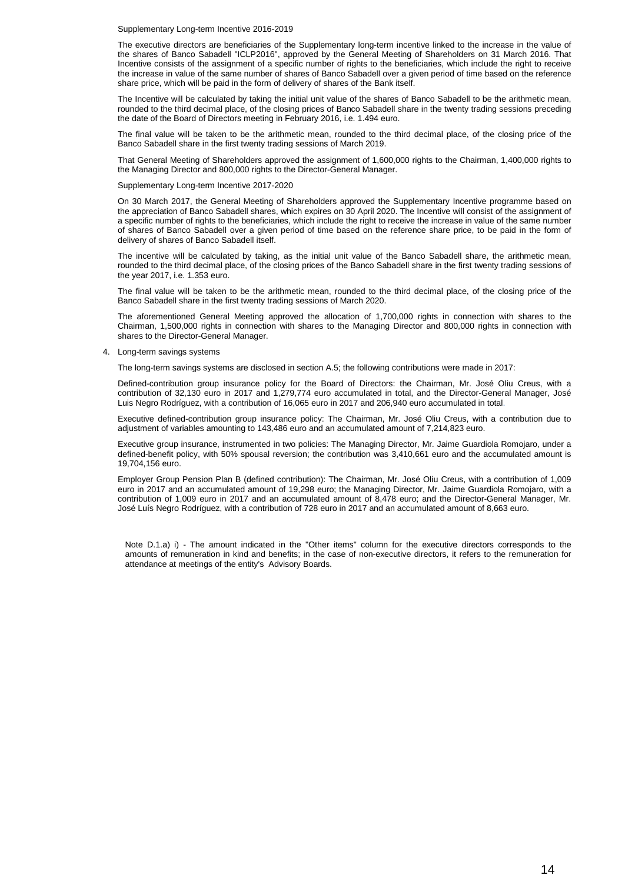Supplementary Long-term Incentive 2016-2019

The executive directors are beneficiaries of the Supplementary long-term incentive linked to the increase in the value of the shares of Banco Sabadell "ICLP2016", approved by the General Meeting of Shareholders on 31 March 2016. That Incentive consists of the assignment of a specific number of rights to the beneficiaries, which include the right to receive the increase in value of the same number of shares of Banco Sabadell over a given period of time based on the reference share price, which will be paid in the form of delivery of shares of the Bank itself.

The Incentive will be calculated by taking the initial unit value of the shares of Banco Sabadell to be the arithmetic mean, rounded to the third decimal place, of the closing prices of Banco Sabadell share in the twenty trading sessions preceding the date of the Board of Directors meeting in February 2016, i.e. 1.494 euro.

The final value will be taken to be the arithmetic mean, rounded to the third decimal place, of the closing price of the Banco Sabadell share in the first twenty trading sessions of March 2019.

That General Meeting of Shareholders approved the assignment of 1,600,000 rights to the Chairman, 1,400,000 rights to the Managing Director and 800,000 rights to the Director-General Manager.

Supplementary Long-term Incentive 2017-2020

On 30 March 2017, the General Meeting of Shareholders approved the Supplementary Incentive programme based on the appreciation of Banco Sabadell shares, which expires on 30 April 2020. The Incentive will consist of the assignment of a specific number of rights to the beneficiaries, which include the right to receive the increase in value of the same number of shares of Banco Sabadell over a given period of time based on the reference share price, to be paid in the form of delivery of shares of Banco Sabadell itself.

The incentive will be calculated by taking, as the initial unit value of the Banco Sabadell share, the arithmetic mean, rounded to the third decimal place, of the closing prices of the Banco Sabadell share in the first twenty trading sessions of the year 2017, i.e. 1.353 euro.

The final value will be taken to be the arithmetic mean, rounded to the third decimal place, of the closing price of the Banco Sabadell share in the first twenty trading sessions of March 2020.

The aforementioned General Meeting approved the allocation of 1,700,000 rights in connection with shares to the Chairman, 1,500,000 rights in connection with shares to the Managing Director and 800,000 rights in connection with shares to the Director-General Manager.

4. Long-term savings systems

The long-term savings systems are disclosed in section A.5; the following contributions were made in 2017:

Defined-contribution group insurance policy for the Board of Directors: the Chairman, Mr. José Oliu Creus, with a contribution of 32,130 euro in 2017 and 1,279,774 euro accumulated in total, and the Director-General Manager, José Luis Negro Rodríguez, with a contribution of 16,065 euro in 2017 and 206,940 euro accumulated in total.

Executive defined-contribution group insurance policy: The Chairman, Mr. José Oliu Creus, with a contribution due to adjustment of variables amounting to 143,486 euro and an accumulated amount of 7,214,823 euro.

Executive group insurance, instrumented in two policies: The Managing Director, Mr. Jaime Guardiola Romojaro, under a defined-benefit policy, with 50% spousal reversion; the contribution was 3,410,661 euro and the accumulated amount is 19,704,156 euro.

Employer Group Pension Plan B (defined contribution): The Chairman, Mr. José Oliu Creus, with a contribution of 1,009 euro in 2017 and an accumulated amount of 19,298 euro; the Managing Director, Mr. Jaime Guardiola Romojaro, with a contribution of 1,009 euro in 2017 and an accumulated amount of 8,478 euro; and the Director-General Manager, Mr. José Luís Negro Rodríguez, with a contribution of 728 euro in 2017 and an accumulated amount of 8,663 euro.

Note D.1.a) i) - The amount indicated in the "Other items" column for the executive directors corresponds to the amounts of remuneration in kind and benefits; in the case of non-executive directors, it refers to the remuneration for attendance at meetings of the entity's Advisory Boards.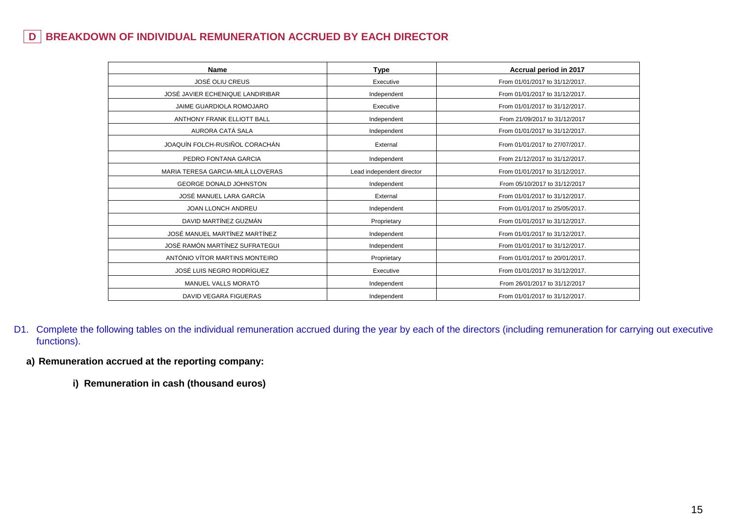## D BREAKDOWN OF INDIVIDUAL REMUNERATION ACCRUED BY EACH DIRECTOR

| Name | Type | Accrual period in 2017 |
|---|---|---|
| JOSÉ OLIU CREUS | Executive | From 01/01/2017 to 31/12/2017. |
| JOSÉ JAVIER ECHENIQUE LANDIRIBAR | Independent | From 01/01/2017 to 31/12/2017. |
| JAIME GUARDIOLA ROMOJARO | Executive | From 01/01/2017 to 31/12/2017. |
| ANTHONY FRANK ELLIOTT BALL | Independent | From 21/09/2017 to 31/12/2017 |
| AURORA CATÁ SALA | Independent | From 01/01/2017 to 31/12/2017. |
| JOAQUÍN FOLCH-RUSIÑOL CORACHÁN | External | From 01/01/2017 to 27/07/2017. |
| PEDRO FONTANA GARCIA | Independent | From 21/12/2017 to 31/12/2017. |
| MARIA TERESA GARCIA-MILÀ LLOVERAS | Lead independent director | From 01/01/2017 to 31/12/2017. |
| GEORGE DONALD JOHNSTON | Independent | From 05/10/2017 to 31/12/2017 |
| JOSÉ MANUEL LARA GARCÍA | External | From 01/01/2017 to 31/12/2017. |
| JOAN LLONCH ANDREU | Independent | From 01/01/2017 to 25/05/2017. |
| DAVID MARTÍNEZ GUZMÁN | Proprietary | From 01/01/2017 to 31/12/2017. |
| JOSÉ MANUEL MARTÍNEZ MARTÍNEZ | Independent | From 01/01/2017 to 31/12/2017. |
| JOSÉ RAMÓN MARTÍNEZ SUFRATEGUI | Independent | From 01/01/2017 to 31/12/2017. |
| ANTÓNIO VÍTOR MARTINS MONTEIRO | Proprietary | From 01/01/2017 to 20/01/2017. |
| JOSÉ LUIS NEGRO RODRÍGUEZ | Executive | From 01/01/2017 to 31/12/2017. |
| MANUEL VALLS MORATÓ | Independent | From 26/01/2017 to 31/12/2017 |
| DAVID VEGARA FIGUERAS | Independent | From 01/01/2017 to 31/12/2017. |

D1. Complete the following tables on the individual remuneration accrued during the year by each of the directors (including remuneration for carrying out executive functions).

**a) Remuneration accrued at the reporting company:**

**i) Remuneration in cash (thousand euros)**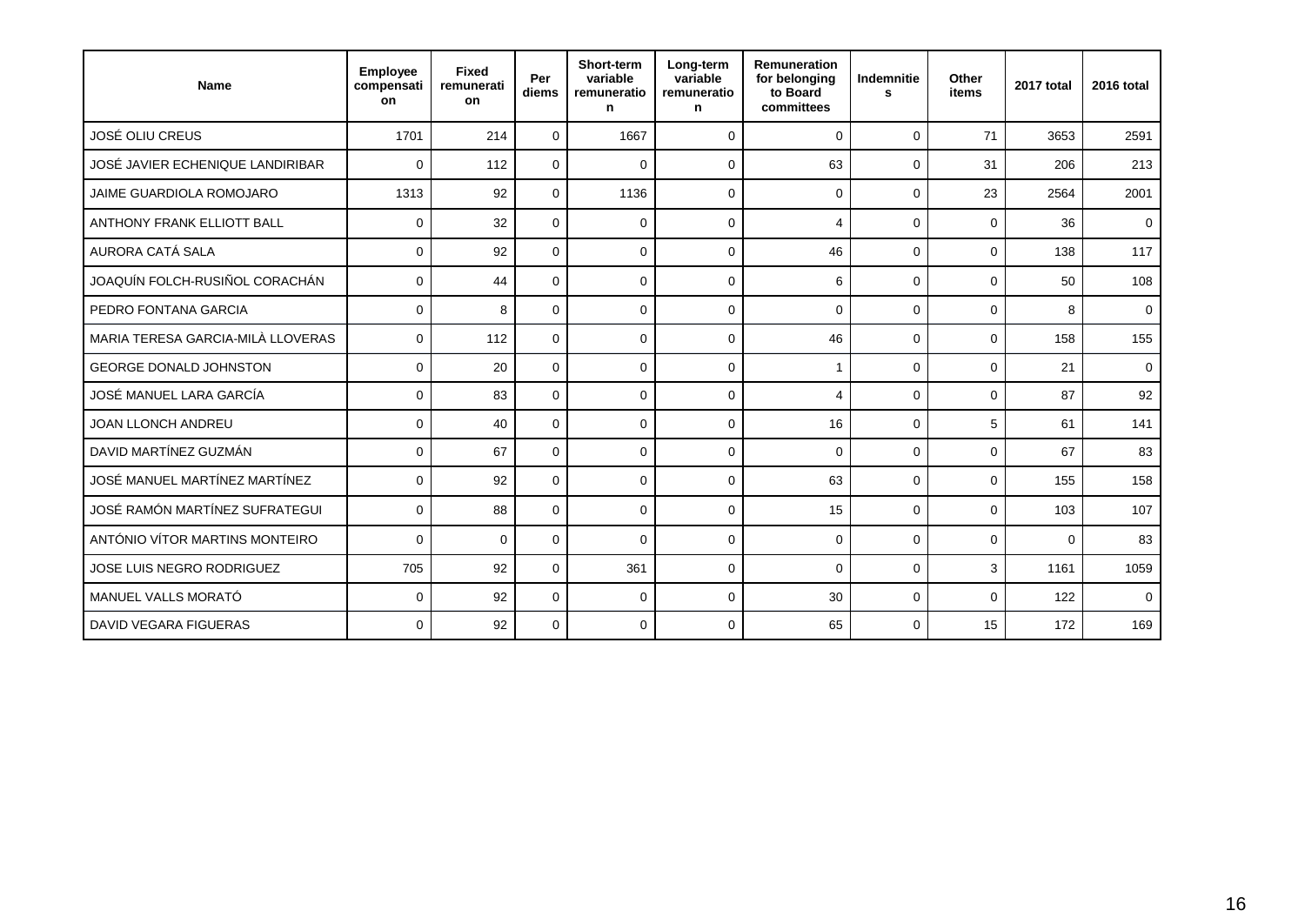| Name | Employee compensation | Fixed remuneration | Per diems | Short-term variable remuneration | Long-term variable remuneration | Remuneration for belonging to Board committees | Indemnities | Other items | 2017 total | 2016 total |
|---|---|---|---|---|---|---|---|---|---|---|
| JOSÉ OLIU CREUS | 1701 | 214 | 0 | 1667 | 0 | 0 | 0 | 71 | 3653 | 2591 |
| JOSÉ JAVIER ECHENIQUE LANDIRIBAR | 0 | 112 | 0 | 0 | 0 | 63 | 0 | 31 | 206 | 213 |
| JAIME GUARDIOLA ROMOJARO | 1313 | 92 | 0 | 1136 | 0 | 0 | 0 | 23 | 2564 | 2001 |
| ANTHONY FRANK ELLIOTT BALL | 0 | 32 | 0 | 0 | 0 | 4 | 0 | 0 | 36 | 0 |
| AURORA CATÁ SALA | 0 | 92 | 0 | 0 | 0 | 46 | 0 | 0 | 138 | 117 |
| JOAQUÍN FOLCH-RUSIÑOL CORACHÁN | 0 | 44 | 0 | 0 | 0 | 6 | 0 | 0 | 50 | 108 |
| PEDRO FONTANA GARCIA | 0 | 8 | 0 | 0 | 0 | 0 | 0 | 0 | 8 | 0 |
| MARIA TERESA GARCIA-MILÀ LLOVERAS | 0 | 112 | 0 | 0 | 0 | 46 | 0 | 0 | 158 | 155 |
| GEORGE DONALD JOHNSTON | 0 | 20 | 0 | 0 | 0 | 1 | 0 | 0 | 21 | 0 |
| JOSÉ MANUEL LARA GARCÍA | 0 | 83 | 0 | 0 | 0 | 4 | 0 | 0 | 87 | 92 |
| JOAN LLONCH ANDREU | 0 | 40 | 0 | 0 | 0 | 16 | 0 | 5 | 61 | 141 |
| DAVID MARTÍNEZ GUZMÁN | 0 | 67 | 0 | 0 | 0 | 0 | 0 | 0 | 67 | 83 |
| JOSÉ MANUEL MARTÍNEZ MARTÍNEZ | 0 | 92 | 0 | 0 | 0 | 63 | 0 | 0 | 155 | 158 |
| JOSÉ RAMÓN MARTÍNEZ SUFRATEGUI | 0 | 88 | 0 | 0 | 0 | 15 | 0 | 0 | 103 | 107 |
| ANTÓNIO VÍTOR MARTINS MONTEIRO | 0 | 0 | 0 | 0 | 0 | 0 | 0 | 0 | 0 | 83 |
| JOSE LUIS NEGRO RODRIGUEZ | 705 | 92 | 0 | 361 | 0 | 0 | 0 | 3 | 1161 | 1059 |
| MANUEL VALLS MORATÓ | 0 | 92 | 0 | 0 | 0 | 30 | 0 | 0 | 122 | 0 |
| DAVID VEGARA FIGUERAS | 0 | 92 | 0 | 0 | 0 | 65 | 0 | 15 | 172 | 169 |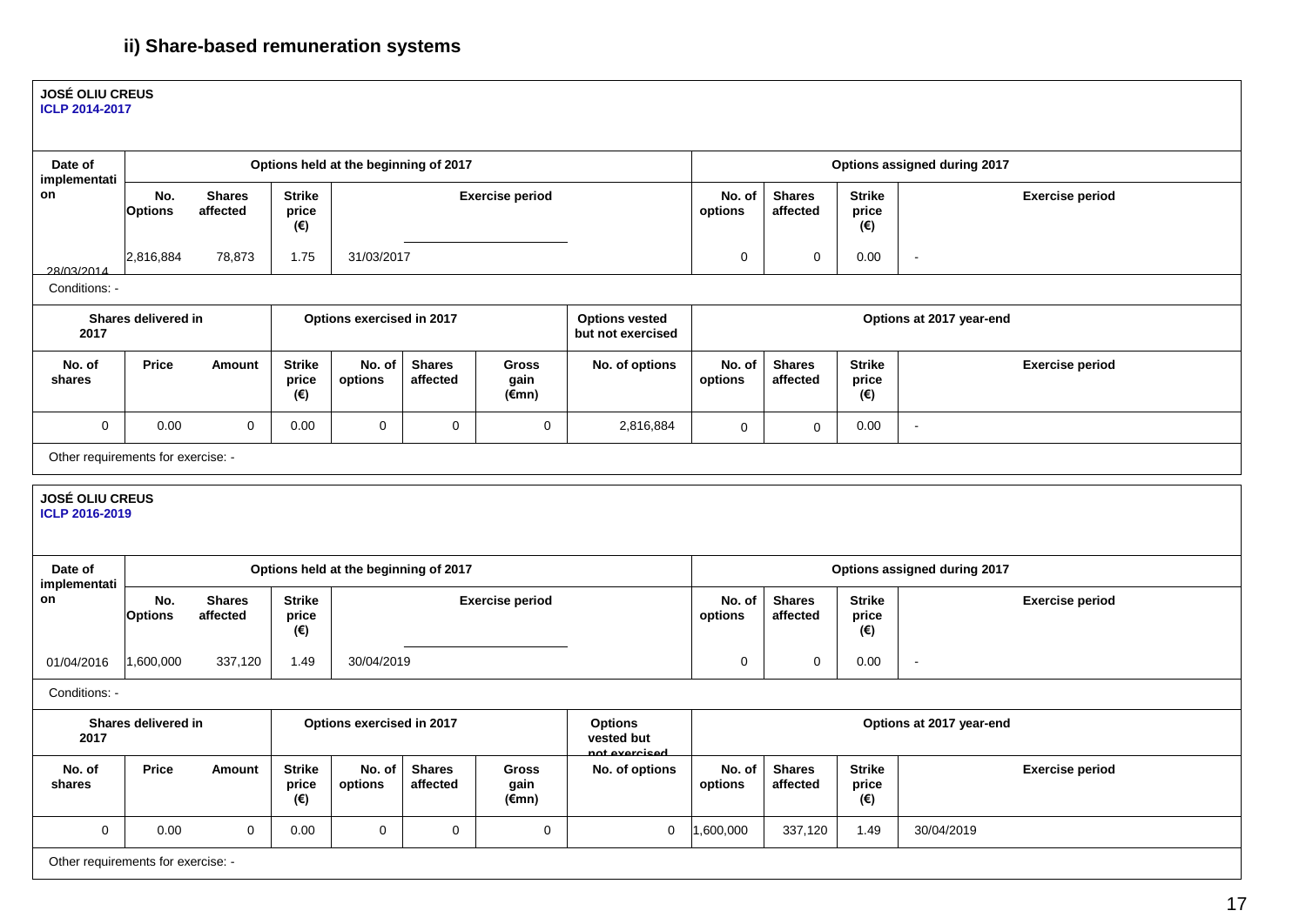### ii) Share-based remuneration systems

**JOSÉ OLIU CREUS**
**ICLP 2014-2017**

| Date of implementation | Options held at the beginning of 2017 | | | | Options assigned during 2017 | | | |
|---|---|---|---|---|---|---|---|---|
| | No. Options | Shares affected | Strike price (€) | Exercise period | No. of options | Shares affected | Strike price (€) | Exercise period |
| 28/03/2014 | 2,816,884 | 78,873 | 1.75 | 31/03/2017 | 0 | 0 | 0.00 | - |

Conditions: -

| Shares delivered in 2017 | | | Options exercised in 2017 | | | | Options vested but not exercised | Options at 2017 year-end | | | |
|---|---|---|---|---|---|---|---|---|---|---|---|
| No. of shares | Price | Amount | Strike price (€) | No. of options | Shares affected | Gross gain (€mn) | No. of options | No. of options | Shares affected | Strike price (€) | Exercise period |
| 0 | 0.00 | 0 | 0.00 | 0 | 0 | 0 | 2,816,884 | 0 | 0 | 0.00 | - |

Other requirements for exercise: -

**JOSÉ OLIU CREUS**
**ICLP 2016-2019**

| Date of implementation | Options held at the beginning of 2017 | | | | Options assigned during 2017 | | | |
|---|---|---|---|---|---|---|---|---|
| | No. Options | Shares affected | Strike price (€) | Exercise period | No. of options | Shares affected | Strike price (€) | Exercise period |
| 01/04/2016 | 1,600,000 | 337,120 | 1.49 | 30/04/2019 | 0 | 0 | 0.00 | - |

Conditions: -

| Shares delivered in 2017 | | | Options exercised in 2017 | | | | Options vested but not exercised | Options at 2017 year-end | | | |
|---|---|---|---|---|---|---|---|---|---|---|---|
| No. of shares | Price | Amount | Strike price (€) | No. of options | Shares affected | Gross gain (€mn) | No. of options | No. of options | Shares affected | Strike price (€) | Exercise period |
| 0 | 0.00 | 0 | 0.00 | 0 | 0 | 0 | 0 | 1,600,000 | 337,120 | 1.49 | 30/04/2019 |

Other requirements for exercise: -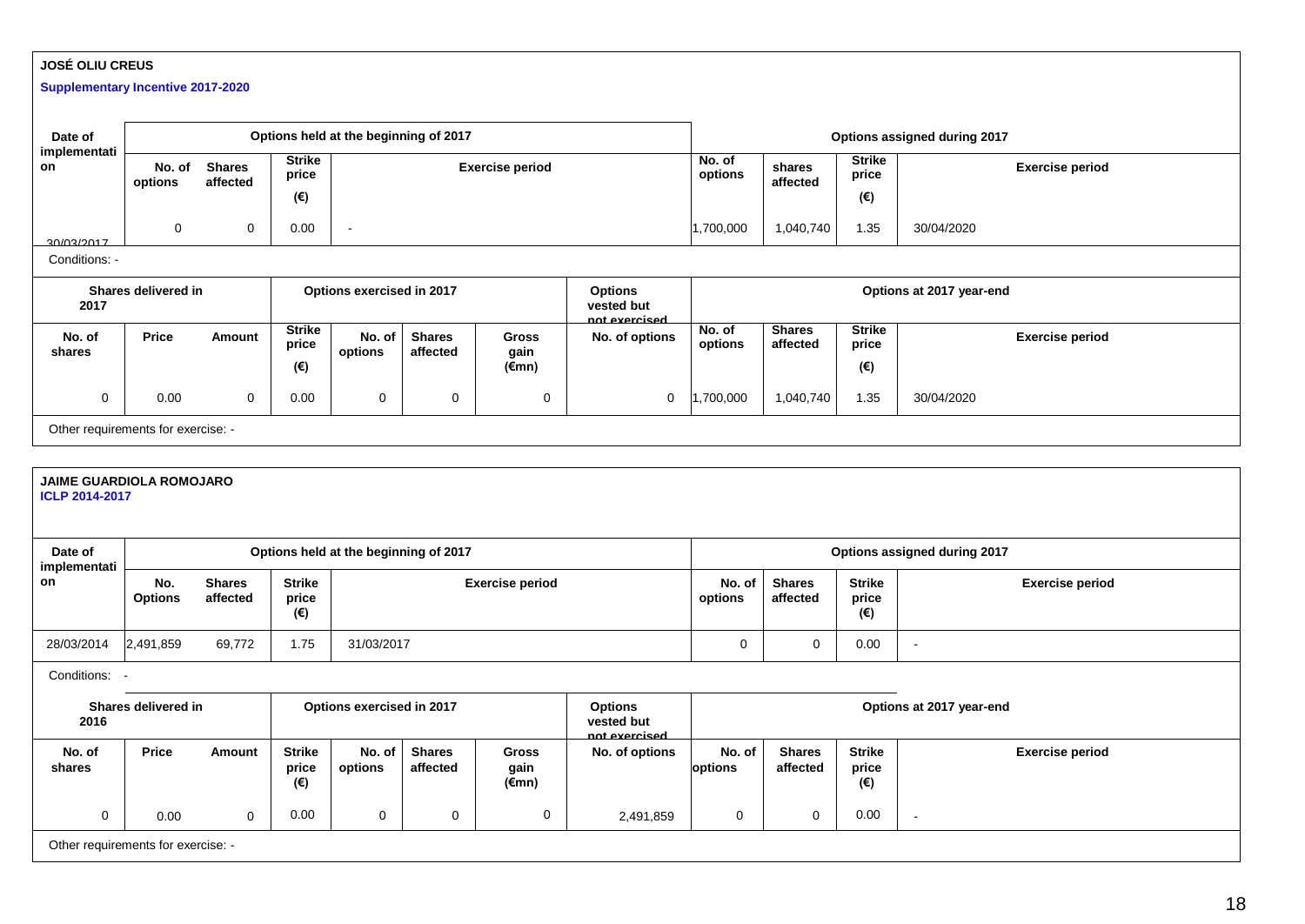**JOSÉ OLIU CREUS**

**Supplementary Incentive 2017-2020**

| Date of implementation | Options held at the beginning of 2017 | | | | Options assigned during 2017 | | | |
|---|---|---|---|---|---|---|---|---|
| | No. of options | Shares affected | Strike price (€) | Exercise period | No. of options | shares affected | Strike price (€) | Exercise period |
| 30/03/2017 | 0 | 0 | 0.00 | - | 1,700,000 | 1,040,740 | 1.35 | 30/04/2020 |

Conditions: -

| Shares delivered in 2017 | | | Options exercised in 2017 | | | | Options vested but not exercised | Options at 2017 year-end | | | |
|---|---|---|---|---|---|---|---|---|---|---|---|
| No. of shares | Price | Amount | Strike price (€) | No. of options | Shares affected | Gross gain (€mn) | No. of options | No. of options | Shares affected | Strike price (€) | Exercise period |
| 0 | 0.00 | 0 | 0.00 | 0 | 0 | 0 | 0 | 1,700,000 | 1,040,740 | 1.35 | 30/04/2020 |

Other requirements for exercise: -

**JAIME GUARDIOLA ROMOJARO**

**ICLP 2014-2017**

| Date of implementation | Options held at the beginning of 2017 | | | | Options assigned during 2017 | | | |
|---|---|---|---|---|---|---|---|---|
| | No. Options | Shares affected | Strike price (€) | Exercise period | No. of options | Shares affected | Strike price (€) | Exercise period |
| 28/03/2014 | 2,491,859 | 69,772 | 1.75 | 31/03/2017 | 0 | 0 | 0.00 | - |

Conditions: -

| Shares delivered in 2016 | | | Options exercised in 2017 | | | | Options vested but not exercised | Options at 2017 year-end | | | |
|---|---|---|---|---|---|---|---|---|---|---|---|
| No. of shares | Price | Amount | Strike price (€) | No. of options | Shares affected | Gross gain (€mn) | No. of options | No. of options | Shares affected | Strike price (€) | Exercise period |
| 0 | 0.00 | 0 | 0.00 | 0 | 0 | 0 | 2,491,859 | 0 | 0 | 0.00 | - |

Other requirements for exercise: -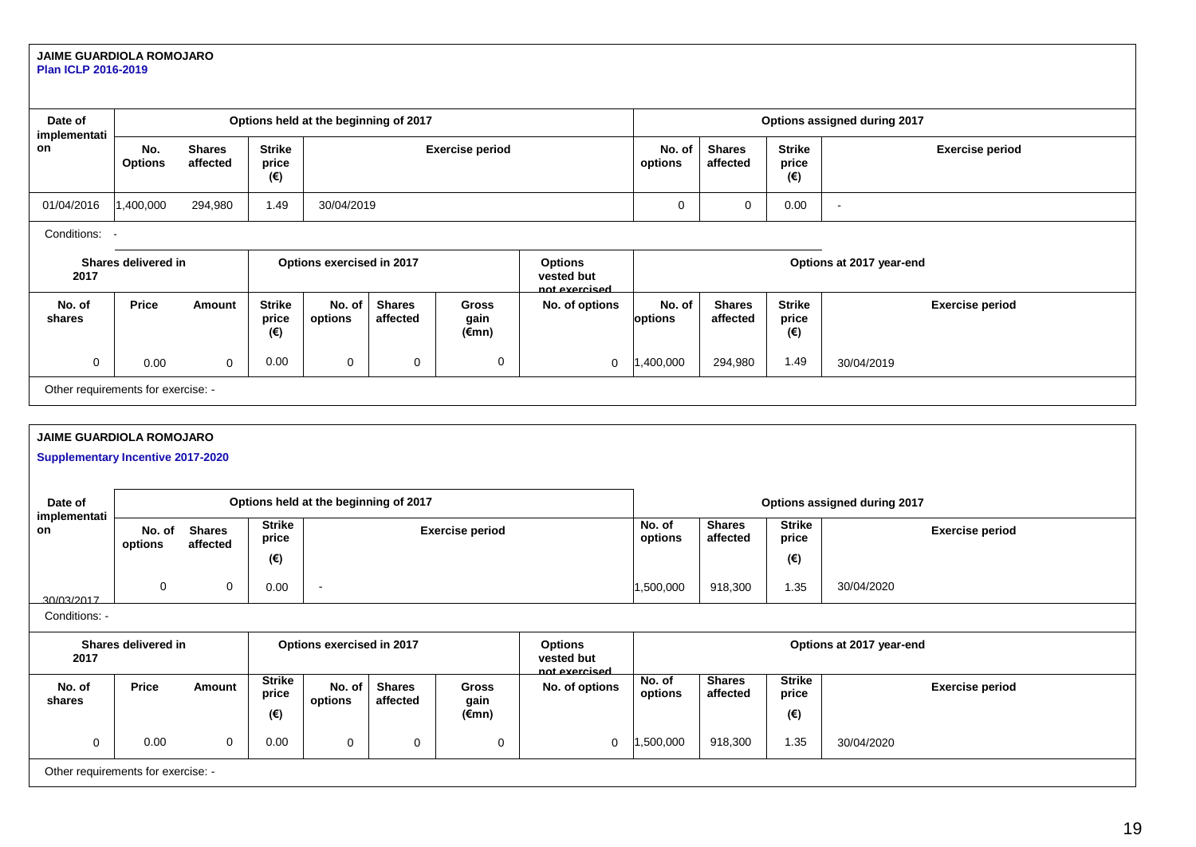**JAIME GUARDIOLA ROMOJARO**

**Plan ICLP 2016-2019**

| Date of implementation | Options held at the beginning of 2017 | | | | Options assigned during 2017 | | | |
|---|---|---|---|---|---|---|---|---|
| | No. Options | Shares affected | Strike price (€) | Exercise period | No. of options | Shares affected | Strike price (€) | Exercise period |
| 01/04/2016 | 1,400,000 | 294,980 | 1.49 | 30/04/2019 | 0 | 0 | 0.00 | - |

Conditions: -

| Shares delivered in 2017 | | | Options exercised in 2017 | | | | Options vested but not exercised | Options at 2017 year-end | | | |
|---|---|---|---|---|---|---|---|---|---|---|---|
| No. of shares | Price | Amount | Strike price (€) | No. of options | Shares affected | Gross gain (€mn) | No. of options | No. of options | Shares affected | Strike price (€) | Exercise period |
| 0 | 0.00 | 0 | 0.00 | 0 | 0 | 0 | 0 | 1,400,000 | 294,980 | 1.49 | 30/04/2019 |

Other requirements for exercise: -

**JAIME GUARDIOLA ROMOJARO**

**Supplementary Incentive 2017-2020**

| Date of implementation | Options held at the beginning of 2017 | | | | Options assigned during 2017 | | | |
|---|---|---|---|---|---|---|---|---|
| | No. of options | Shares affected | Strike price (€) | Exercise period | No. of options | Shares affected | Strike price (€) | Exercise period |
| 30/03/2017 | 0 | 0 | 0.00 | - | 1,500,000 | 918,300 | 1.35 | 30/04/2020 |

Conditions: -

| Shares delivered in 2017 | | | Options exercised in 2017 | | | | Options vested but not exercised | Options at 2017 year-end | | | |
|---|---|---|---|---|---|---|---|---|---|---|---|
| No. of shares | Price | Amount | Strike price (€) | No. of options | Shares affected | Gross gain (€mn) | No. of options | No. of options | Shares affected | Strike price (€) | Exercise period |
| 0 | 0.00 | 0 | 0.00 | 0 | 0 | 0 | 0 | 1,500,000 | 918,300 | 1.35 | 30/04/2020 |

Other requirements for exercise: -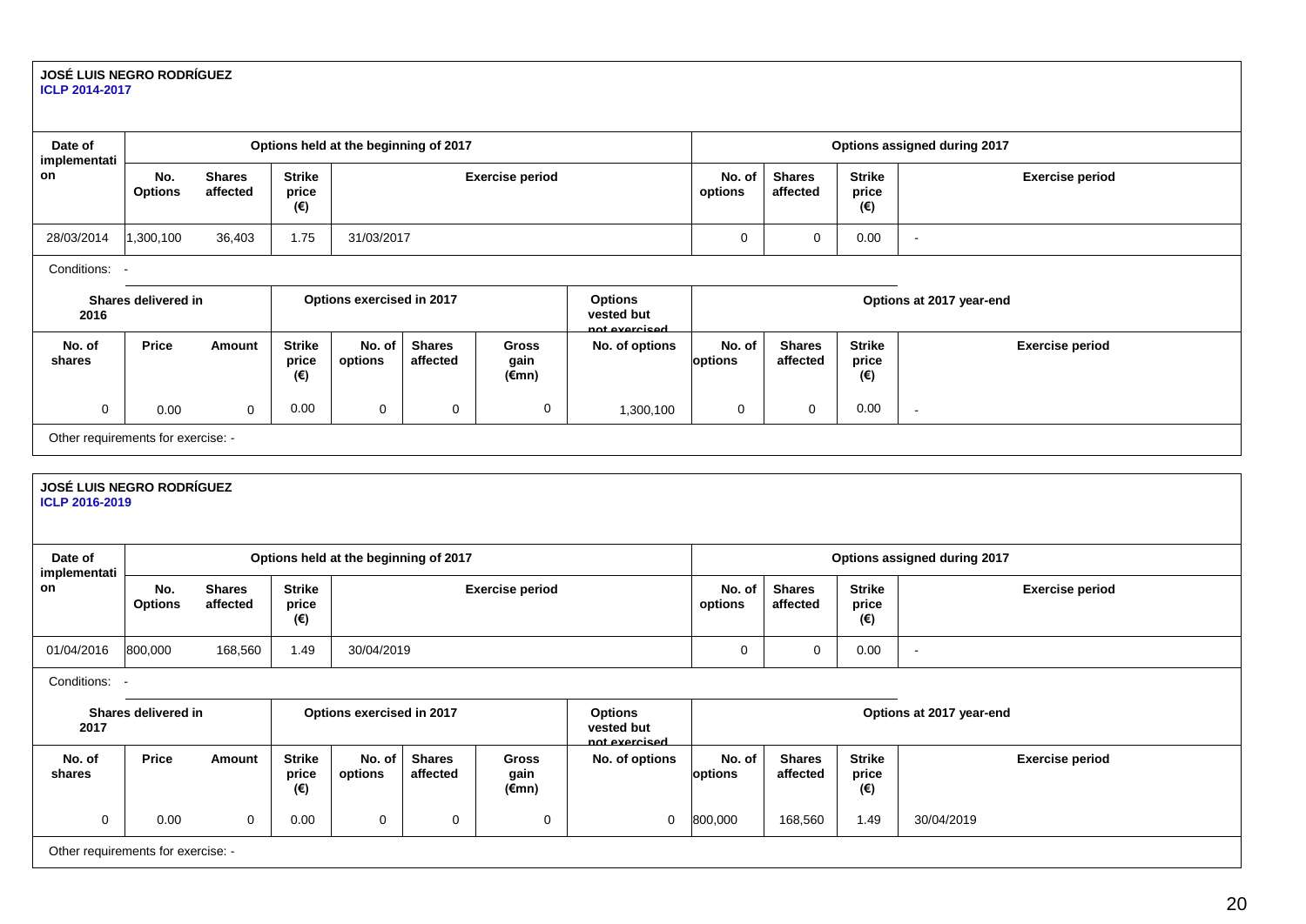**JOSÉ LUIS NEGRO RODRÍGUEZ**
**ICLP 2014-2017**

| Date of implementation | Options held at the beginning of 2017 | | | | Options assigned during 2017 | | | |
|---|---|---|---|---|---|---|---|---|
| | No. Options | Shares affected | Strike price (€) | Exercise period | No. of options | Shares affected | Strike price (€) | Exercise period |
| 28/03/2014 | 1,300,100 | 36,403 | 1.75 | 31/03/2017 | 0 | 0 | 0.00 | - |

Conditions: -

| Shares delivered in 2016 | | | Options exercised in 2017 | | | | Options vested but not exercised | Options at 2017 year-end | | | |
|---|---|---|---|---|---|---|---|---|---|---|---|
| No. of shares | Price | Amount | Strike price (€) | No. of options | Shares affected | Gross gain (€mn) | No. of options | No. of options | Shares affected | Strike price (€) | Exercise period |
| 0 | 0.00 | 0 | 0.00 | 0 | 0 | 0 | 1,300,100 | 0 | 0 | 0.00 | - |

Other requirements for exercise: -

**JOSÉ LUIS NEGRO RODRÍGUEZ**
**ICLP 2016-2019**

| Date of implementation | Options held at the beginning of 2017 | | | | Options assigned during 2017 | | | |
|---|---|---|---|---|---|---|---|---|
| | No. Options | Shares affected | Strike price (€) | Exercise period | No. of options | Shares affected | Strike price (€) | Exercise period |
| 01/04/2016 | 800,000 | 168,560 | 1.49 | 30/04/2019 | 0 | 0 | 0.00 | - |

Conditions: -

| Shares delivered in 2017 | | | Options exercised in 2017 | | | | Options vested but not exercised | Options at 2017 year-end | | | |
|---|---|---|---|---|---|---|---|---|---|---|---|
| No. of shares | Price | Amount | Strike price (€) | No. of options | Shares affected | Gross gain (€mn) | No. of options | No. of options | Shares affected | Strike price (€) | Exercise period |
| 0 | 0.00 | 0 | 0.00 | 0 | 0 | 0 | 0 | 800,000 | 168,560 | 1.49 | 30/04/2019 |

Other requirements for exercise: -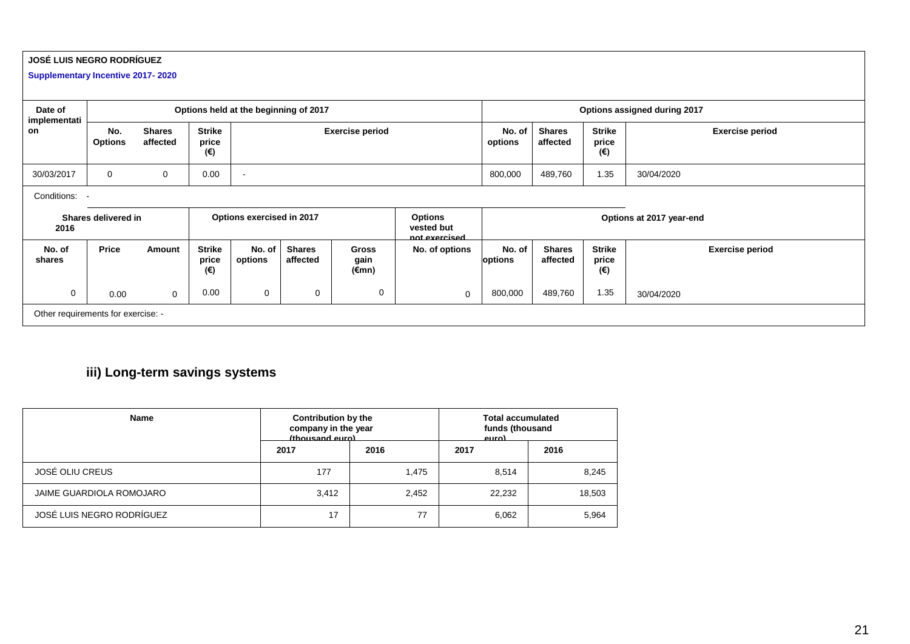**JOSÉ LUIS NEGRO RODRÍGUEZ**

**Supplementary Incentive 2017- 2020**

| Date of implementation | Options held at the beginning of 2017 | | | | Options assigned during 2017 | | | |
|---|---|---|---|---|---|---|---|---|
| | No. Options | Shares affected | Strike price (€) | Exercise period | No. of options | Shares affected | Strike price (€) | Exercise period |
| 30/03/2017 | 0 | 0 | 0.00 | - | 800,000 | 489,760 | 1.35 | 30/04/2020 |

Conditions: -

| Shares delivered in 2016 | | | Options exercised in 2017 | | | | Options vested but not exercised | Options at 2017 year-end | | | |
|---|---|---|---|---|---|---|---|---|---|---|---|
| No. of shares | Price | Amount | Strike price (€) | No. of options | Shares affected | Gross gain (€mn) | No. of options | No. of options | Shares affected | Strike price (€) | Exercise period |
| 0 | 0.00 | 0 | 0.00 | 0 | 0 | 0 | 0 | 800,000 | 489,760 | 1.35 | 30/04/2020 |

Other requirements for exercise: -

## iii) Long-term savings systems

| Name | Contribution by the company in the year (thousand euro) | | Total accumulated funds (thousand euro) | |
|---|---|---|---|---|
| | 2017 | 2016 | 2017 | 2016 |
| JOSÉ OLIU CREUS | 177 | 1,475 | 8,514 | 8,245 |
| JAIME GUARDIOLA ROMOJARO | 3,412 | 2,452 | 22,232 | 18,503 |
| JOSÉ LUIS NEGRO RODRÍGUEZ | 17 | 77 | 6,062 | 5,964 |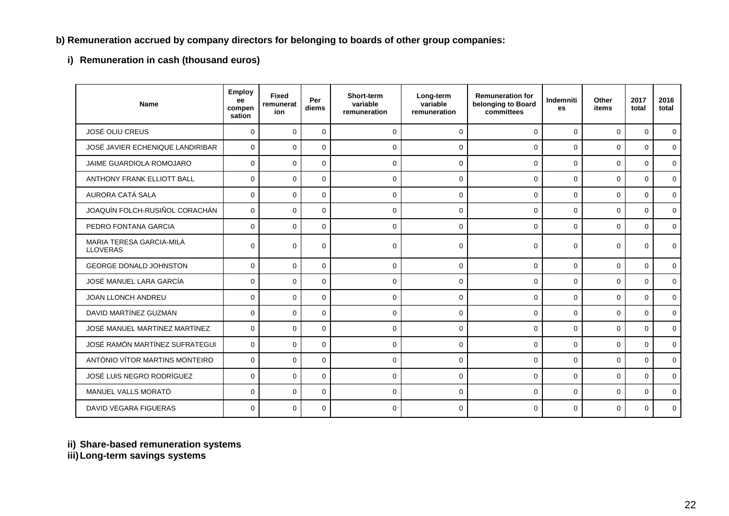**b) Remuneration accrued by company directors for belonging to boards of other group companies:**

**i) Remuneration in cash (thousand euros)**

| Name | Employee compensation | Fixed remuneration | Per diems | Short-term variable remuneration | Long-term variable remuneration | Remuneration for belonging to Board committees | Indemnities | Other items | 2017 total | 2016 total |
|---|---|---|---|---|---|---|---|---|---|---|
| JOSÉ OLIU CREUS | 0 | 0 | 0 | 0 | 0 | 0 | 0 | 0 | 0 | 0 |
| JOSÉ JAVIER ECHENIQUE LANDIRIBAR | 0 | 0 | 0 | 0 | 0 | 0 | 0 | 0 | 0 | 0 |
| JAIME GUARDIOLA ROMOJARO | 0 | 0 | 0 | 0 | 0 | 0 | 0 | 0 | 0 | 0 |
| ANTHONY FRANK ELLIOTT BALL | 0 | 0 | 0 | 0 | 0 | 0 | 0 | 0 | 0 | 0 |
| AURORA CATÁ SALA | 0 | 0 | 0 | 0 | 0 | 0 | 0 | 0 | 0 | 0 |
| JOAQUÍN FOLCH-RUSIÑOL CORACHÁN | 0 | 0 | 0 | 0 | 0 | 0 | 0 | 0 | 0 | 0 |
| PEDRO FONTANA GARCIA | 0 | 0 | 0 | 0 | 0 | 0 | 0 | 0 | 0 | 0 |
| MARIA TERESA GARCIA-MILÀ LLOVERAS | 0 | 0 | 0 | 0 | 0 | 0 | 0 | 0 | 0 | 0 |
| GEORGE DONALD JOHNSTON | 0 | 0 | 0 | 0 | 0 | 0 | 0 | 0 | 0 | 0 |
| JOSÉ MANUEL LARA GARCÍA | 0 | 0 | 0 | 0 | 0 | 0 | 0 | 0 | 0 | 0 |
| JOAN LLONCH ANDREU | 0 | 0 | 0 | 0 | 0 | 0 | 0 | 0 | 0 | 0 |
| DAVID MARTÍNEZ GUZMÁN | 0 | 0 | 0 | 0 | 0 | 0 | 0 | 0 | 0 | 0 |
| JOSÉ MANUEL MARTÍNEZ MARTÍNEZ | 0 | 0 | 0 | 0 | 0 | 0 | 0 | 0 | 0 | 0 |
| JOSÉ RAMÓN MARTÍNEZ SUFRATEGUI | 0 | 0 | 0 | 0 | 0 | 0 | 0 | 0 | 0 | 0 |
| ANTÓNIO VÍTOR MARTINS MONTEIRO | 0 | 0 | 0 | 0 | 0 | 0 | 0 | 0 | 0 | 0 |
| JOSÉ LUIS NEGRO RODRÍGUEZ | 0 | 0 | 0 | 0 | 0 | 0 | 0 | 0 | 0 | 0 |
| MANUEL VALLS MORATÓ | 0 | 0 | 0 | 0 | 0 | 0 | 0 | 0 | 0 | 0 |
| DAVID VEGARA FIGUERAS | 0 | 0 | 0 | 0 | 0 | 0 | 0 | 0 | 0 | 0 |

**ii) Share-based remuneration systems**

**iii) Long-term savings systems**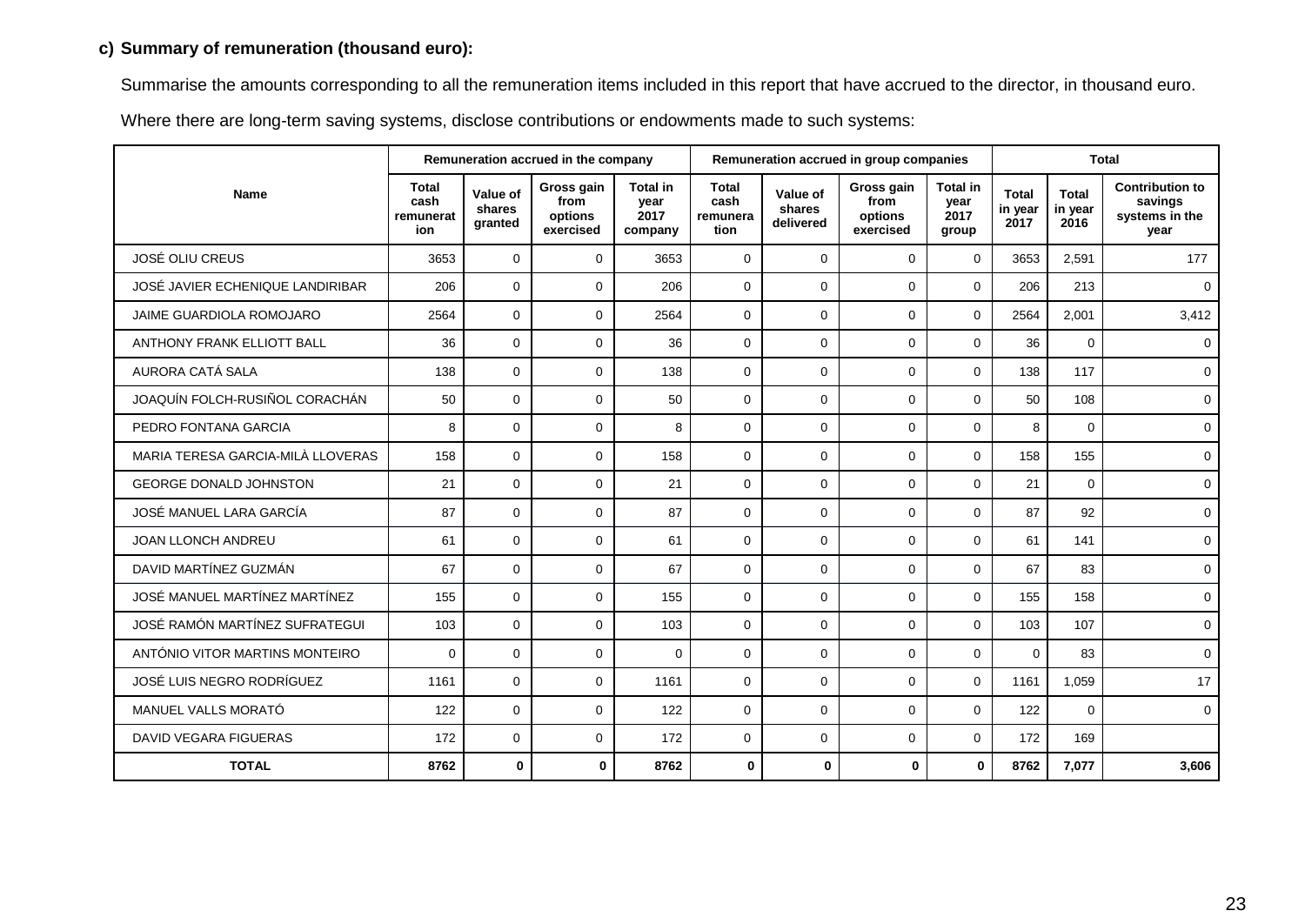**c) Summary of remuneration (thousand euro):**

Summarise the amounts corresponding to all the remuneration items included in this report that have accrued to the director, in thousand euro.

Where there are long-term saving systems, disclose contributions or endowments made to such systems:

| Name | Remuneration accrued in the company | | | | Remuneration accrued in group companies | | | | Total | | |
|---|---|---|---|---|---|---|---|---|---|---|---|
| | Total cash remuneration | Value of shares granted | Gross gain from options exercised | Total in year 2017 company | Total cash remuneration | Value of shares delivered | Gross gain from options exercised | Total in year 2017 group | Total in year 2017 | Total in year 2016 | Contribution to savings systems in the year |
| JOSÉ OLIU CREUS | 3653 | 0 | 0 | 3653 | 0 | 0 | 0 | 0 | 3653 | 2,591 | 177 |
| JOSÉ JAVIER ECHENIQUE LANDIRIBAR | 206 | 0 | 0 | 206 | 0 | 0 | 0 | 0 | 206 | 213 | 0 |
| JAIME GUARDIOLA ROMOJARO | 2564 | 0 | 0 | 2564 | 0 | 0 | 0 | 0 | 2564 | 2,001 | 3,412 |
| ANTHONY FRANK ELLIOTT BALL | 36 | 0 | 0 | 36 | 0 | 0 | 0 | 0 | 36 | 0 | 0 |
| AURORA CATÁ SALA | 138 | 0 | 0 | 138 | 0 | 0 | 0 | 0 | 138 | 117 | 0 |
| JOAQUÍN FOLCH-RUSIÑOL CORACHÁN | 50 | 0 | 0 | 50 | 0 | 0 | 0 | 0 | 50 | 108 | 0 |
| PEDRO FONTANA GARCIA | 8 | 0 | 0 | 8 | 0 | 0 | 0 | 0 | 8 | 0 | 0 |
| MARIA TERESA GARCIA-MILÀ LLOVERAS | 158 | 0 | 0 | 158 | 0 | 0 | 0 | 0 | 158 | 155 | 0 |
| GEORGE DONALD JOHNSTON | 21 | 0 | 0 | 21 | 0 | 0 | 0 | 0 | 21 | 0 | 0 |
| JOSÉ MANUEL LARA GARCÍA | 87 | 0 | 0 | 87 | 0 | 0 | 0 | 0 | 87 | 92 | 0 |
| JOAN LLONCH ANDREU | 61 | 0 | 0 | 61 | 0 | 0 | 0 | 0 | 61 | 141 | 0 |
| DAVID MARTÍNEZ GUZMÁN | 67 | 0 | 0 | 67 | 0 | 0 | 0 | 0 | 67 | 83 | 0 |
| JOSÉ MANUEL MARTÍNEZ MARTÍNEZ | 155 | 0 | 0 | 155 | 0 | 0 | 0 | 0 | 155 | 158 | 0 |
| JOSÉ RAMÓN MARTÍNEZ SUFRATEGUI | 103 | 0 | 0 | 103 | 0 | 0 | 0 | 0 | 103 | 107 | 0 |
| ANTÓNIO VITOR MARTINS MONTEIRO | 0 | 0 | 0 | 0 | 0 | 0 | 0 | 0 | 0 | 83 | 0 |
| JOSÉ LUIS NEGRO RODRÍGUEZ | 1161 | 0 | 0 | 1161 | 0 | 0 | 0 | 0 | 1161 | 1,059 | 17 |
| MANUEL VALLS MORATÓ | 122 | 0 | 0 | 122 | 0 | 0 | 0 | 0 | 122 | 0 | 0 |
| DAVID VEGARA FIGUERAS | 172 | 0 | 0 | 172 | 0 | 0 | 0 | 0 | 172 | 169 | |
| **TOTAL** | **8762** | **0** | **0** | **8762** | **0** | **0** | **0** | **0** | **8762** | **7,077** | **3,606** |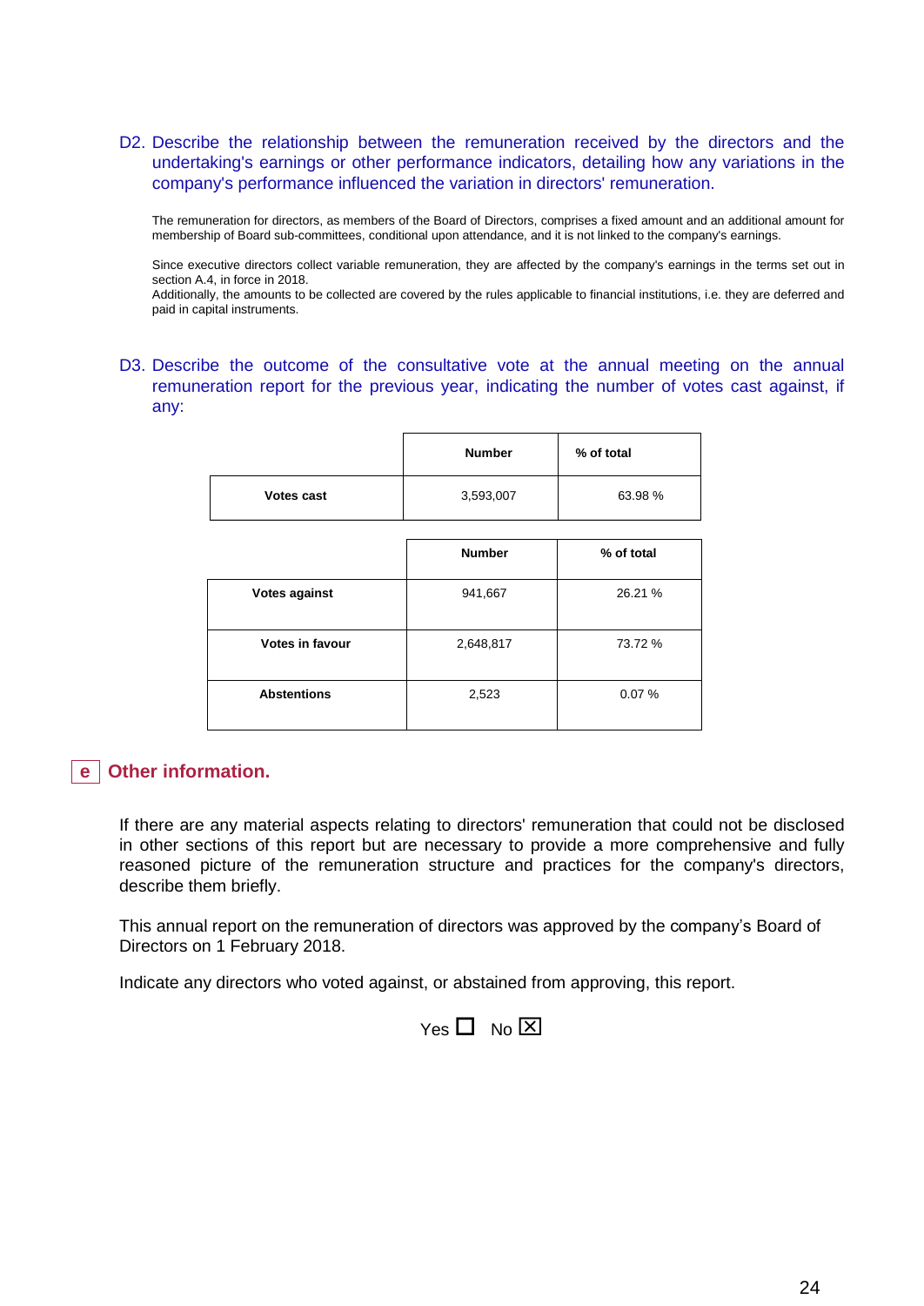D2. Describe the relationship between the remuneration received by the directors and the undertaking's earnings or other performance indicators, detailing how any variations in the company's performance influenced the variation in directors' remuneration.

The remuneration for directors, as members of the Board of Directors, comprises a fixed amount and an additional amount for membership of Board sub-committees, conditional upon attendance, and it is not linked to the company's earnings.

Since executive directors collect variable remuneration, they are affected by the company's earnings in the terms set out in section A.4, in force in 2018.
Additionally, the amounts to be collected are covered by the rules applicable to financial institutions, i.e. they are deferred and paid in capital instruments.

D3. Describe the outcome of the consultative vote at the annual meeting on the annual remuneration report for the previous year, indicating the number of votes cast against, if any:

| | Number | % of total |
|---|---|---|
| **Votes cast** | 3,593,007 | 63.98 % |

| | Number | % of total |
|---|---|---|
| **Votes against** | 941,667 | 26.21 % |
| **Votes in favour** | 2,648,817 | 73.72 % |
| **Abstentions** | 2,523 | 0.07 % |

## e Other information.

If there are any material aspects relating to directors' remuneration that could not be disclosed in other sections of this report but are necessary to provide a more comprehensive and fully reasoned picture of the remuneration structure and practices for the company's directors, describe them briefly.

This annual report on the remuneration of directors was approved by the company's Board of Directors on 1 February 2018.

Indicate any directors who voted against, or abstained from approving, this report.

Yes ☐ No ☒